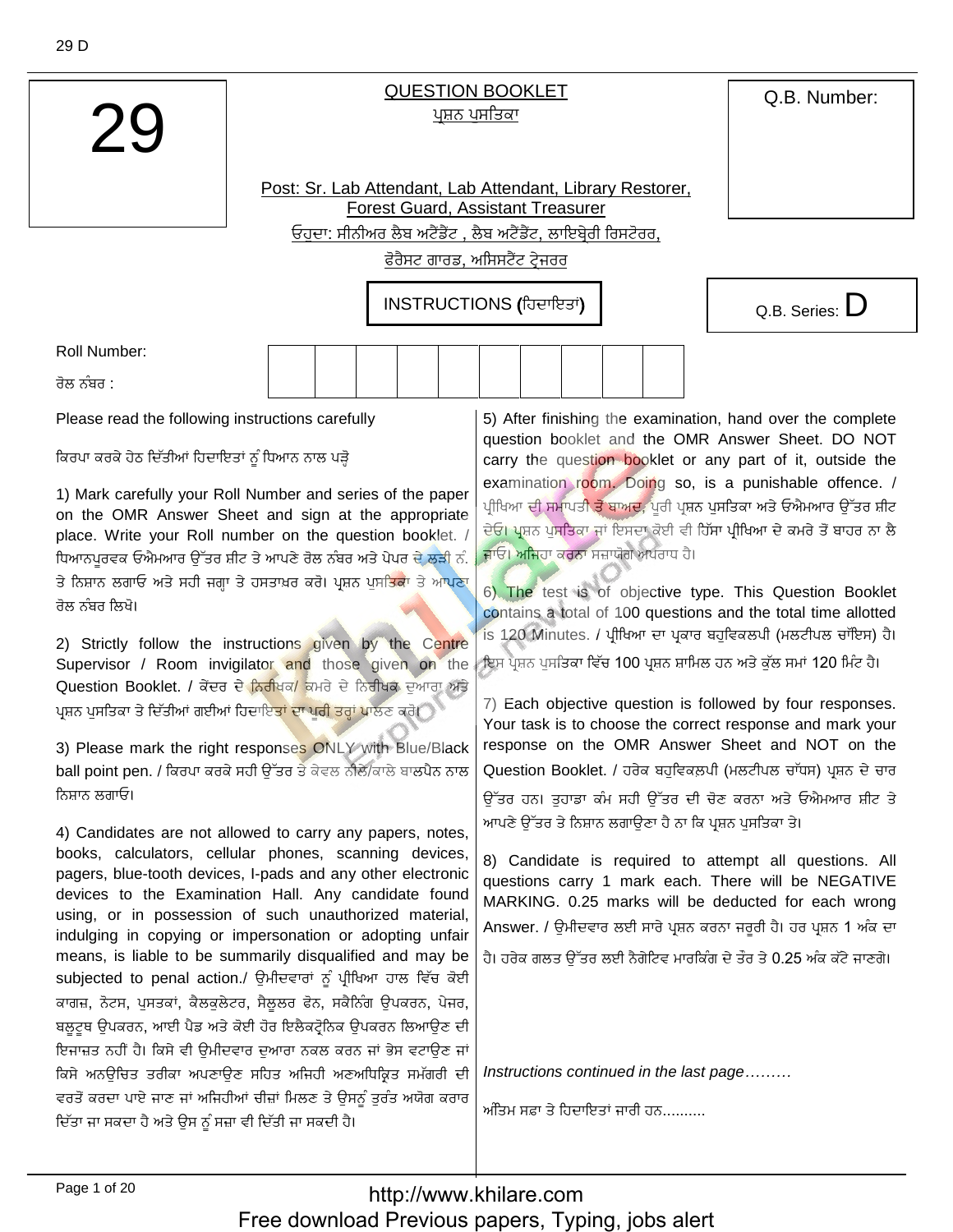29

# QUESTION BOOKLET
ਪ੍ਰਸ਼ਨ ਪੁਸਤਿਕਾ

Post: Sr. Lab Attendant, Lab Attendant, Library Restorer, Forest Guard, Assistant Treasurer

ਓਹੁਦਾ: ਸੀਨੀਅਰ ਲੈਬ ਅਟੈਂਡੈਂਟ , ਲੈਬ ਅਟੈਂਡੈਂਟ, ਲਾਇਬ੍ਰੇਰੀ ਰਿਸਟੋਰਰ, ਫੌਰੈਸਟ ਗਾਰਡ, ਅਸਿਸਟੈਂਟ ਟ੍ਰੇਜ਼ਰਰ

Q.B. Number:

Q.B. Series: D

## INSTRUCTIONS (ਹਿਦਾਇਤਾਂ)

Roll Number:
ਰੋਲ ਨੰਬਰ :

| | | | | | | | | | |
|---|---|---|---|---|---|---|---|---|---|
| | | | | | | | | | |

Please read the following instructions carefully

ਕਿਰਪਾ ਕਰਕੇ ਹੇਠ ਦਿੱਤੀਆਂ ਹਿਦਾਇਤਾਂ ਨੂੰ ਧਿਆਨ ਨਾਲ ਪੜ੍ਹੋ

1) Mark carefully your Roll Number and series of the paper on the OMR Answer Sheet and sign at the appropriate place. Write your Roll number on the question booklet. / ਧਿਆਨਪੂਰਵਕ ਓਐਮਆਰ ਉੱਤਰ ਸ਼ੀਟ ਤੇ ਆਪਣੇ ਰੋਲ ਨੰਬਰ ਅਤੇ ਪੇਪਰ ਦੇ ਲੜੀ ਨੰ. ਤੇ ਨਿਸ਼ਾਨ ਲਗਾਓ ਅਤੇ ਸਹੀ ਜਗ੍ਹਾ ਤੇ ਹਸਤਾਖਰ ਕਰੋ। ਪ੍ਰਸ਼ਨ ਪੁਸਤਿਕਾ ਤੇ ਆਪਣਾ ਰੋਲ ਨੰਬਰ ਲਿਖੋ।

2) Strictly follow the instructions given by the Centre Supervisor / Room invigilator and those given on the Question Booklet. / ਕੇਂਦਰ ਦੇ ਨਿਰੀਖਕ/ ਕਮਰੇ ਦੇ ਨਿਰੀਖਕ ਦੁਆਰਾ ਅਤੇ ਪ੍ਰਸ਼ਨ ਪੁਸਤਿਕਾ ਤੇ ਦਿੱਤੀਆਂ ਗਈਆਂ ਹਿਦਾਇਤਾਂ ਦਾ ਪੂਰੀ ਤਰ੍ਹਾਂ ਪਾਲਣ ਕਰੋ।

3) Please mark the right responses ONLY with Blue/Black ball point pen. / ਕਿਰਪਾ ਕਰਕੇ ਸਹੀ ਉੱਤਰ ਤੇ ਕੇਵਲ ਨੀਲੇ/ਕਾਲੇ ਬਾਲਪੈਨ ਨਾਲ ਨਿਸ਼ਾਨ ਲਗਾਓ।

4) Candidates are not allowed to carry any papers, notes, books, calculators, cellular phones, scanning devices, pagers, blue-tooth devices, I-pads and any other electronic devices to the Examination Hall. Any candidate found using, or in possession of such unauthorized material, indulging in copying or impersonation or adopting unfair means, is liable to be summarily disqualified and may be subjected to penal action./ ਉਮੀਦਵਾਰਾਂ ਨੂੰ ਪ੍ਰੀਖਿਆ ਹਾਲ ਵਿੱਚ ਕੋਈ ਕਾਗਜ਼, ਨੋਟਸ, ਪੁਸਤਕਾਂ, ਕੈਲਕੁਲੇਟਰ, ਸੈਲੂਲਰ ਫੋਨ, ਸਕੈਨਿੰਗ ਉਪਕਰਨ, ਪੇਜਰ, ਬਲੂਟੂਥ ਉਪਕਰਨ, ਆਈ ਪੈਡ ਅਤੇ ਕੋਈ ਹੋਰ ਇਲੈਕਟ੍ਰੋਨਿਕ ਉਪਕਰਨ ਲਿਆਉਣ ਦੀ ਇਜਾਜ਼ਤ ਨਹੀਂ ਹੈ। ਕਿਸੇ ਵੀ ਉਮੀਦਵਾਰ ਦੁਆਰਾ ਨਕਲ ਕਰਨ ਜਾਂ ਭੇਸ ਵਟਾਉਣ ਜਾਂ ਕਿਸੇ ਅਨਉਚਿਤ ਤਰੀਕਾ ਅਪਣਾਉਣ ਸਹਿਤ ਅਜਿਹੀ ਅਣਅਧਿਕ੍ਰਿਤ ਸਮੱਗਰੀ ਦੀ ਵਰਤੋਂ ਕਰਦਾ ਪਾਏ ਜਾਣ ਜਾਂ ਅਜਿਹੀਆਂ ਚੀਜ਼ਾਂ ਮਿਲਣ ਤੇ ਉਸਨੂੰ ਤੁਰੰਤ ਅਯੋਗ ਕਰਾਰ ਦਿੱਤਾ ਜਾ ਸਕਦਾ ਹੈ ਅਤੇ ਉਸ ਨੂੰ ਸਜ਼ਾ ਵੀ ਦਿੱਤੀ ਜਾ ਸਕਦੀ ਹੈ।

5) After finishing the examination, hand over the complete question booklet and the OMR Answer Sheet. DO NOT carry the question booklet or any part of it, outside the examination room. Doing so, is a punishable offence. / ਪ੍ਰੀਖਿਆ ਦੀ ਸਮਾਪਤੀ ਤੋਂ ਬਾਅਦ, ਪੂਰੀ ਪ੍ਰਸ਼ਨ ਪੁਸਤਿਕਾ ਅਤੇ ਓਐਮਆਰ ਉੱਤਰ ਸ਼ੀਟ ਦੇਓ। ਪ੍ਰਸ਼ਨ ਪੁਸਤਿਕਾ ਜਾਂ ਇਸਦਾ ਕੋਈ ਵੀ ਹਿੱਸਾ ਪ੍ਰੀਖਿਆ ਦੇ ਕਮਰੇ ਤੋਂ ਬਾਹਰ ਨਾ ਲੈ ਜਾਓ। ਅਜਿਹਾ ਕਰਨਾ ਸਜ਼ਾਯੋਗ ਅਪਰਾਧ ਹੈ।

6) The test is of objective type. This Question Booklet contains a total of 100 questions and the total time allotted is 120 Minutes. / ਪ੍ਰੀਖਿਆ ਦਾ ਪ੍ਰਕਾਰ ਬਹੁਵਿਕਲਪੀ (ਮਲਟੀਪਲ ਚੌਇਸ) ਹੈ। ਇਸ ਪ੍ਰਸ਼ਨ ਪੁਸਤਿਕਾ ਵਿੱਚ 100 ਪ੍ਰਸ਼ਨ ਸ਼ਾਮਿਲ ਹਨ ਅਤੇ ਕੁੱਲ ਸਮਾਂ 120 ਮਿੰਟ ਹੈ।

7) Each objective question is followed by four responses. Your task is to choose the correct response and mark your response on the OMR Answer Sheet and NOT on the Question Booklet. / ਹਰੇਕ ਬਹੁਵਿਕਲਪੀ (ਮਲਟੀਪਲ ਚਾੱਧਸ) ਪ੍ਰਸ਼ਨ ਦੇ ਚਾਰ ਉੱਤਰ ਹਨ। ਤੁਹਾਡਾ ਕੰਮ ਸਹੀ ਉੱਤਰ ਦੀ ਚੋਣ ਕਰਨਾ ਅਤੇ ਓਐਮਆਰ ਸ਼ੀਟ ਤੇ ਆਪਣੇ ਉੱਤਰ ਤੇ ਨਿਸ਼ਾਨ ਲਗਾਉਣਾ ਹੈ ਨਾ ਕਿ ਪ੍ਰਸ਼ਨ ਪੁਸਤਿਕਾ ਤੇ।

8) Candidate is required to attempt all questions. All questions carry 1 mark each. There will be NEGATIVE MARKING. 0.25 marks will be deducted for each wrong Answer. / ਉਮੀਦਵਾਰ ਲਈ ਸਾਰੇ ਪ੍ਰਸ਼ਨ ਕਰਨਾ ਜਰੂਰੀ ਹੈ। ਹਰ ਪ੍ਰਸ਼ਨ 1 ਅੰਕ ਦਾ ਹੈ। ਹਰੇਕ ਗਲਤ ਉੱਤਰ ਲਈ ਨੈਗੇਟਿਵ ਮਾਰਕਿੰਗ ਦੇ ਤੌਰ ਤੇ 0.25 ਅੰਕ ਕੱਟੇ ਜਾਣਗੇ।

*Instructions continued in the last page………*

ਅੰਤਿਮ ਸਫ਼ਾ ਤੇ ਹਿਦਾਇਤਾਂ ਜਾਰੀ ਹਨ..........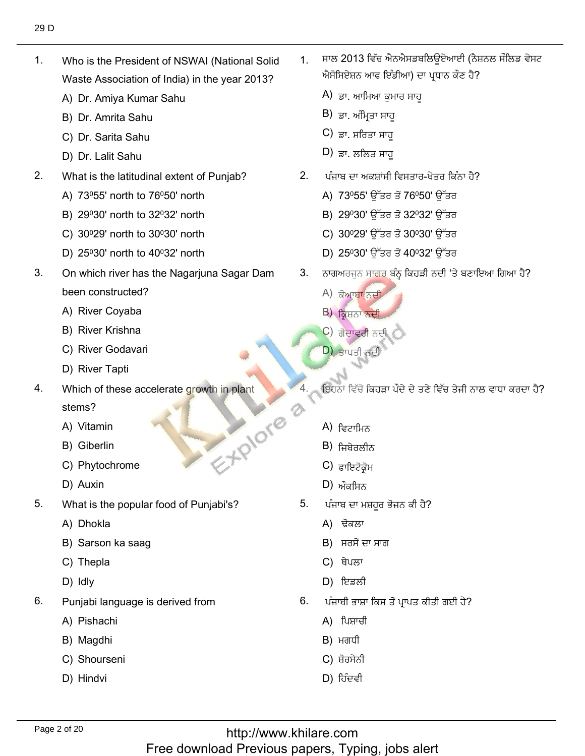1. Who is the President of NSWAI (National Solid Waste Association of India) in the year 2013?
   A) Dr. Amiya Kumar Sahu
   B) Dr. Amrita Sahu
   C) Dr. Sarita Sahu
   D) Dr. Lalit Sahu

2. What is the latitudinal extent of Punjab?
   A) $73^0 55'$ north to $76^0 50'$ north
   B) $29^0 30'$ north to $32^0 32'$ north
   C) $30^0 29'$ north to $30^0 30'$ north
   D) $25^0 30'$ north to $40^0 32'$ north

3. On which river has the Nagarjuna Sagar Dam been constructed?
   A) River Coyaba
   B) River Krishna
   C) River Godavari
   D) River Tapti

4. Which of these accelerate growth in plant stems?
   A) Vitamin
   B) Giberlin
   C) Phytochrome
   D) Auxin

5. What is the popular food of Punjabi's?
   A) Dhokla
   B) Sarson ka saag
   C) Thepla
   D) Idly

6. Punjabi language is derived from
   A) Pishachi
   B) Magdhi
   C) Shourseni
   D) Hindvi

1. ਸਾਲ 2013 ਵਿੱਚ ਐਨਐਸਡਬਲਿਊਏਆਈ (ਨੈਸ਼ਨਲ ਸੌਲਿਡ ਵੇਸਟ ਐਸੋਸਿਏਸ਼ਨ ਆਫ ਇੰਡੀਆ) ਦਾ ਪ੍ਰਧਾਨ ਕੌਣ ਹੈ?
   A) ਡਾ. ਆਮਿਆ ਕੁਮਾਰ ਸਾਹੂ
   B) ਡਾ. ਅੰਮ੍ਰਿਤਾ ਸਾਹੂ
   C) ਡਾ. ਸਰਿਤਾ ਸਾਹੂ
   D) ਡਾ. ਲਲਿਤ ਸਾਹੂ

2. ਪੰਜਾਬ ਦਾ ਅਕਸ਼ਾਂਸ਼ੀ ਵਿਸਤਾਰ-ਖੇਤਰ ਕਿੰਨਾ ਹੈ?
   A) $73^0 55'$ ਉੱਤਰ ਤੋਂ $76^0 50'$ ਉੱਤਰ
   B) $29^0 30'$ ਉੱਤਰ ਤੋਂ $32^0 32'$ ਉੱਤਰ
   C) $30^0 29'$ ਉੱਤਰ ਤੋਂ $30^0 30'$ ਉੱਤਰ
   D) $25^0 30'$ ਉੱਤਰ ਤੋਂ $40^0 32'$ ਉੱਤਰ

3. ਨਾਗਅਰਜੁਨ ਸਾਗਰ ਬੰਨ੍ਹ ਕਿਹੜੀ ਨਦੀ 'ਤੇ ਬਣਾਇਆ ਗਿਆ ਹੈ?
   A) ਕੋਆਬਾ ਨਦੀ
   B) ਕ੍ਰਿਸ਼ਨਾ ਨਦੀ
   C) ਗੋਦਾਵਰੀ ਨਦੀ
   D) ਤਾਪਤੀ ਨਦੀ

4. ਇਹਨਾਂ ਵਿੱਚੋਂ ਕਿਹੜਾ ਪੌਦੇ ਦੇ ਤਣੇ ਵਿੱਚ ਤੇਜੀ ਨਾਲ ਵਾਧਾ ਕਰਦਾ ਹੈ?
   A) ਵਿਟਾਮਿਨ
   B) ਜਿਬੇਰਲੀਨ
   C) ਫਾਇਟੋਕ੍ਰੋਮ
   D) ਔਕਸਿਨ

5. ਪੰਜਾਬ ਦਾ ਮਸ਼ਹੂਰ ਭੋਜਨ ਕੀ ਹੈ?
   A) ਢੋਕਲਾ
   B) ਸਰਸੋਂ ਦਾ ਸਾਗ
   C) ਥੇਪਲਾ
   D) ਇਡਲੀ

6. ਪੰਜਾਬੀ ਭਾਸ਼ਾ ਕਿਸ ਤੋਂ ਪ੍ਰਾਪਤ ਕੀਤੀ ਗਈ ਹੈ?
   A) ਪਿਸ਼ਾਚੀ
   B) ਮਗਧੀ
   C) ਸ਼ੋਰਸੇਨੀ
   D) ਹਿੰਦਵੀ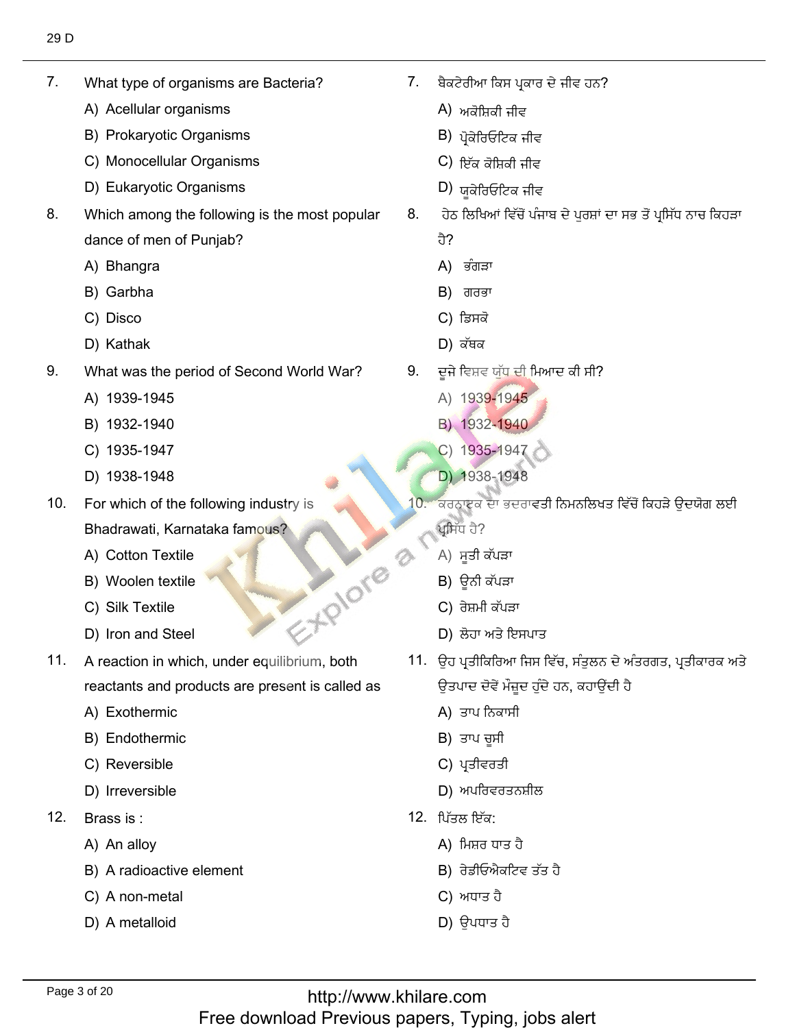7. What type of organisms are Bacteria?
   A) Acellular organisms
   B) Prokaryotic Organisms
   C) Monocellular Organisms
   D) Eukaryotic Organisms

7. ਬੈਕਟੇਰੀਆ ਕਿਸ ਪ੍ਰਕਾਰ ਦੇ ਜੀਵ ਹਨ?
   A) ਅਕੋਸ਼ਿਕੀ ਜੀਵ
   B) ਪ੍ਰੋਕੇਰਿਓਟਿਕ ਜੀਵ
   C) ਇੱਕ ਕੋਸ਼ਿਕੀ ਜੀਵ
   D) ਯੂਕੇਰਿਓਟਿਕ ਜੀਵ

8. Which among the following is the most popular dance of men of Punjab?
   A) Bhangra
   B) Garbha
   C) Disco
   D) Kathak

8. ਹੇਠ ਲਿਖਿਆਂ ਵਿੱਚੋਂ ਪੰਜਾਬ ਦੇ ਪੁਰਸ਼ਾਂ ਦਾ ਸਭ ਤੋਂ ਪ੍ਰਸਿੱਧ ਨਾਚ ਕਿਹੜਾ ਹੈ?
   A) ਭੰਗੜਾ
   B) ਗਰਭਾ
   C) ਡਿਸਕੋ
   D) ਕੱਥਕ

9. What was the period of Second World War?
   A) 1939-1945
   B) 1932-1940
   C) 1935-1947
   D) 1938-1948

9. ਦੂਜੇ ਵਿਸ਼ਵ ਯੁੱਧ ਦੀ ਮਿਆਦ ਕੀ ਸੀ?
   A) 1939-1945
   B) 1932-1940
   C) 1935-1947
   D) 1938-1948

10. For which of the following industry is Bhadrawati, Karnataka famous?
    A) Cotton Textile
    B) Woolen textile
    C) Silk Textile
    D) Iron and Steel

10. ਕਰਨਾਟਕ ਦਾ ਭਦਰਾਵਤੀ ਨਿਮਨਲਿਖਤ ਵਿੱਚੋਂ ਕਿਹੜੇ ਉਦਯੋਗ ਲਈ ਪ੍ਰਸਿੱਧ ਹੈ?
    A) ਸੂਤੀ ਕੱਪੜਾ
    B) ਊਨੀ ਕੱਪੜਾ
    C) ਰੇਸ਼ਮੀ ਕੱਪੜਾ
    D) ਲੋਹਾ ਅਤੇ ਇਸਪਾਤ

11. A reaction in which, under equilibrium, both reactants and products are present is called as
    A) Exothermic
    B) Endothermic
    C) Reversible
    D) Irreversible

11. ਉਹ ਪ੍ਰਤੀਕਿਰਿਆ ਜਿਸ ਵਿੱਚ, ਸੰਤੁਲਨ ਦੇ ਅੰਤਰਗਤ, ਪ੍ਰਤੀਕਾਰਕ ਅਤੇ ਉਤਪਾਦ ਦੋਵੇਂ ਮੌਜੂਦ ਹੁੰਦੇ ਹਨ, ਕਹਾਉਂਦੀ ਹੈ
    A) ਤਾਪ ਨਿਕਾਸੀ
    B) ਤਾਪ ਚੂਸੀ
    C) ਪ੍ਰਤੀਵਰਤੀ
    D) ਅਪਰਿਵਰਤਨਸ਼ੀਲ

12. Brass is :
    A) An alloy
    B) A radioactive element
    C) A non-metal
    D) A metalloid

12. ਪਿੱਤਲ ਇੱਕ:
    A) ਮਿਸ਼ਰ ਧਾਤ ਹੈ
    B) ਰੇਡੀਓਐਕਟਿਵ ਤੱਤ ਹੈ
    C) ਅਧਾਤ ਹੈ
    D) ਉਪਧਾਤ ਹੈ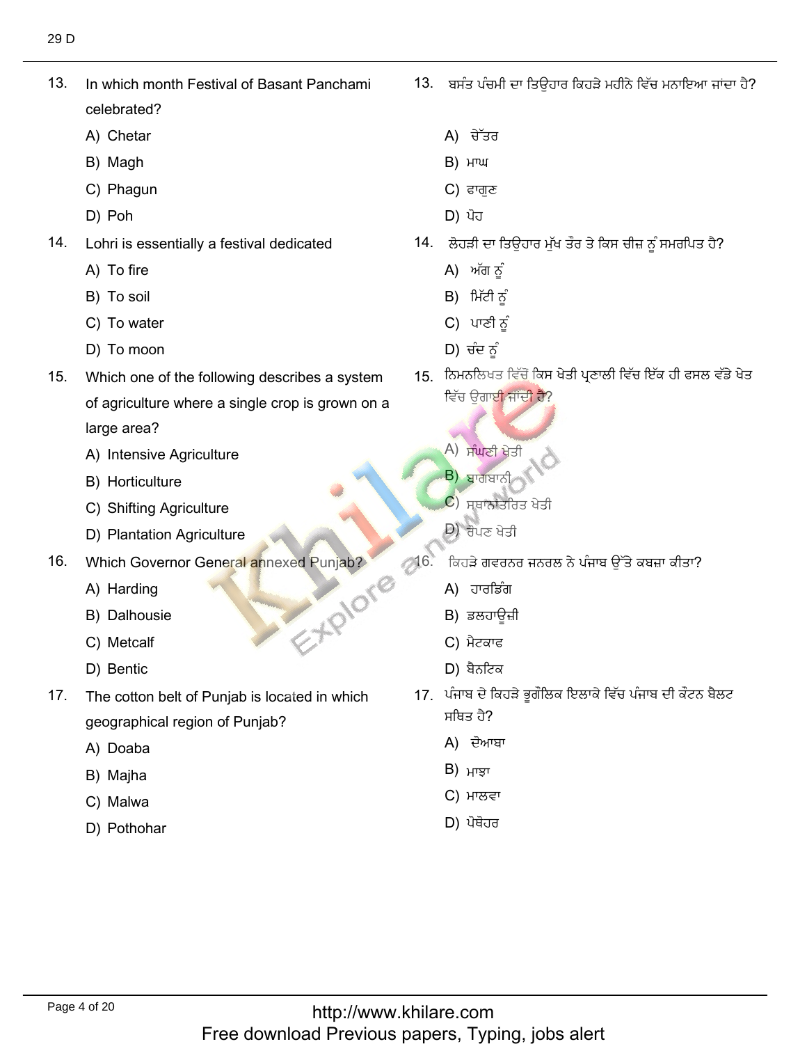13. In which month Festival of Basant Panchami celebrated?

A) Chetar
B) Magh
C) Phagun
D) Poh

13. ਬਸੰਤ ਪੰਚਮੀ ਦਾ ਤਿਉਹਾਰ ਕਿਹੜੇ ਮਹੀਨੇ ਵਿੱਚ ਮਨਾਇਆ ਜਾਂਦਾ ਹੈ?

A) ਚੇੱਤਰ
B) ਮਾਘ
C) ਫਾਗੁਣ
D) ਪੋਹ

14. Lohri is essentially a festival dedicated

A) To fire
B) To soil
C) To water
D) To moon

14. ਲੋਹੜੀ ਦਾ ਤਿਉਹਾਰ ਮੁੱਖ ਤੌਰ ਤੇ ਕਿਸ ਚੀਜ਼ ਨੂੰ ਸਮਰਪਿਤ ਹੈ?

A) ਅੱਗ ਨੂੰ
B) ਮਿੱਟੀ ਨੂੰ
C) ਪਾਣੀ ਨੂੰ
D) ਚੰਦ ਨੂੰ

15. Which one of the following describes a system of agriculture where a single crop is grown on a large area?

A) Intensive Agriculture
B) Horticulture
C) Shifting Agriculture
D) Plantation Agriculture

15. ਨਿਮਨਲਿਖਤ ਵਿੱਚੋਂ ਕਿਸ ਖੇਤੀ ਪ੍ਰਣਾਲੀ ਵਿੱਚ ਇੱਕ ਹੀ ਫਸਲ ਵੱਡੇ ਖੇਤ ਵਿੱਚ ਉਗਾਈ ਜਾਂਦੀ ਹੈ?

A) ਸੰਘਣੀ ਖੇਤੀ
B) ਬਾਗਬਾਨੀ
C) ਸਥਾਨਾਂਤਰਿਤ ਖੇਤੀ
D) ਰੋਪਣ ਖੇਤੀ

16. Which Governor General annexed Punjab?

A) Harding
B) Dalhousie
C) Metcalf
D) Bentic

16. ਕਿਹੜੇ ਗਵਰਨਰ ਜਨਰਲ ਨੇ ਪੰਜਾਬ ਉੱਤੇ ਕਬਜ਼ਾ ਕੀਤਾ?

A) ਹਾਰਡਿੰਗ
B) ਡਲਹਾਊਜ਼ੀ
C) ਮੈਟਕਾਫ
D) ਬੈਨਟਿਕ

17. The cotton belt of Punjab is located in which geographical region of Punjab?

A) Doaba
B) Majha
C) Malwa
D) Pothohar

17. ਪੰਜਾਬ ਦੇ ਕਿਹੜੇ ਭੂਗੋਲਿਕ ਇਲਾਕੇ ਵਿੱਚ ਪੰਜਾਬ ਦੀ ਕੌਟਨ ਬੈਲਟ ਸਥਿਤ ਹੈ?

A) ਦੋਆਬਾ
B) ਮਾਝਾ
C) ਮਾਲਵਾ
D) ਪੋਥੋਹਰ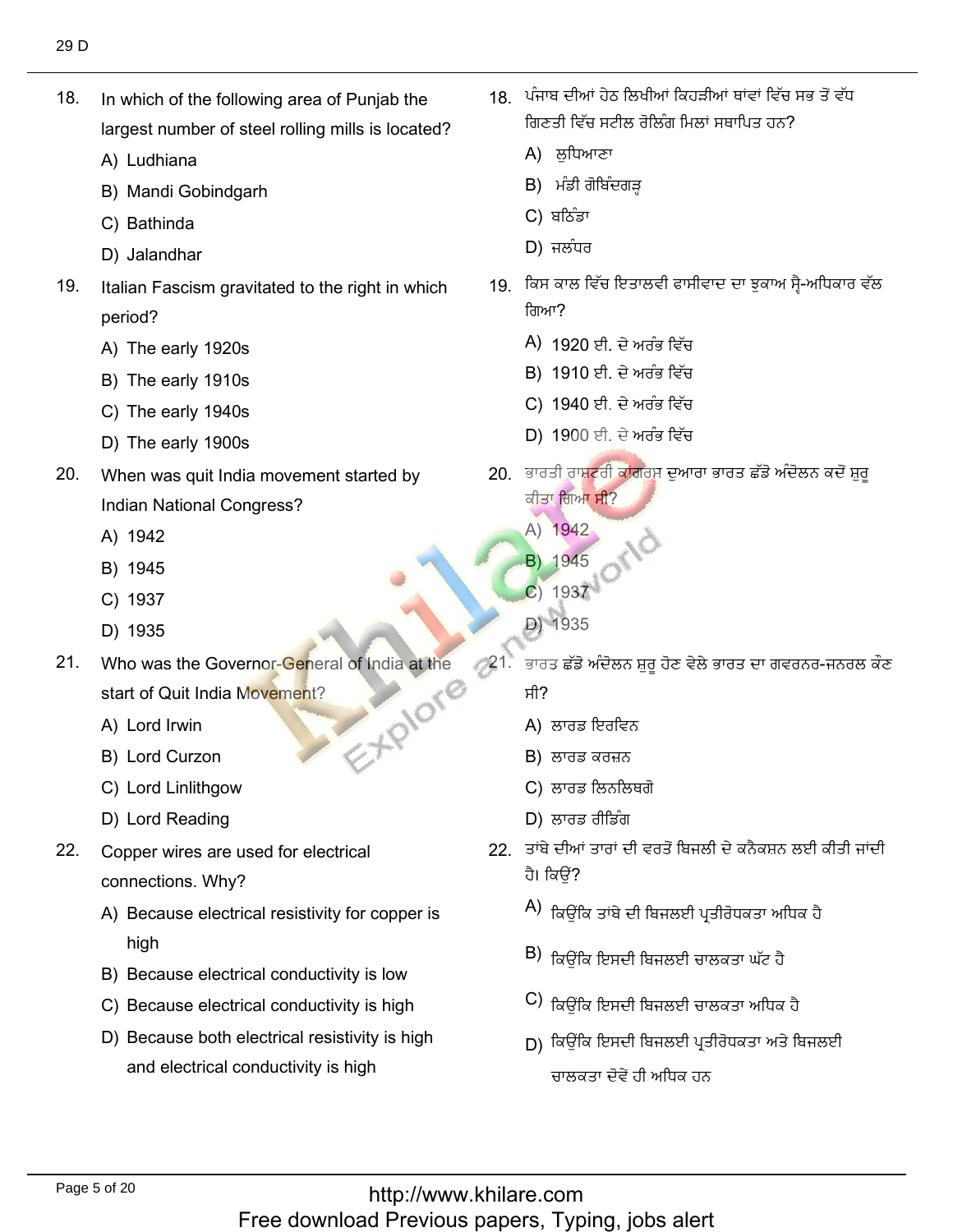18. In which of the following area of Punjab the largest number of steel rolling mills is located?
    - A) Ludhiana
    - B) Mandi Gobindgarh
    - C) Bathinda
    - D) Jalandhar

18. ਪੰਜਾਬ ਦੀਆਂ ਹੇਠ ਲਿਖੀਆਂ ਕਿਹੜੀਆਂ ਥਾਂਵਾਂ ਵਿੱਚ ਸਭ ਤੋਂ ਵੱਧ ਗਿਣਤੀ ਵਿੱਚ ਸਟੀਲ ਰੋਲਿੰਗ ਮਿਲਾਂ ਸਥਾਪਿਤ ਹਨ?
    - A) ਲੁਧਿਆਣਾ
    - B) ਮੰਡੀ ਗੋਬਿੰਦਗੜ੍ਹ
    - C) ਬਠਿੰਡਾ
    - D) ਜਲੰਧਰ

19. Italian Fascism gravitated to the right in which period?
    - A) The early 1920s
    - B) The early 1910s
    - C) The early 1940s
    - D) The early 1900s

19. ਕਿਸ ਕਾਲ ਵਿੱਚ ਇਤਾਲਵੀ ਫਾਸੀਵਾਦ ਦਾ ਝੁਕਾਅ ਸ੍ਵੈ-ਅਧਿਕਾਰ ਵੱਲ ਗਿਆ?
    - A) 1920 ਈ. ਦੇ ਅਰੰਭ ਵਿੱਚ
    - B) 1910 ਈ. ਦੇ ਅਰੰਭ ਵਿੱਚ
    - C) 1940 ਈ. ਦੇ ਅਰੰਭ ਵਿੱਚ
    - D) 1900 ਈ. ਦੇ ਅਰੰਭ ਵਿੱਚ

20. When was quit India movement started by Indian National Congress?
    - A) 1942
    - B) 1945
    - C) 1937
    - D) 1935

20. ਭਾਰਤੀ ਰਾਸ਼ਟਰੀ ਕਾਂਗਰਸ ਦੁਆਰਾ ਭਾਰਤ ਛੱਡੋ ਅੰਦੋਲਨ ਕਦੋਂ ਸ਼ੁਰੂ ਕੀਤਾ ਗਿਆ ਸੀ?
    - A) 1942
    - B) 1945
    - C) 1937
    - D) 1935

21. Who was the Governor-General of India at the start of Quit India Movement?
    - A) Lord Irwin
    - B) Lord Curzon
    - C) Lord Linlithgow
    - D) Lord Reading

21. ਭਾਰਤ ਛੱਡੋ ਅੰਦੋਲਨ ਸ਼ੁਰੂ ਹੋਣ ਵੇਲੇ ਭਾਰਤ ਦਾ ਗਵਰਨਰ-ਜਨਰਲ ਕੌਣ ਸੀ?
    - A) ਲਾਰਡ ਇਰਵਿਨ
    - B) ਲਾਰਡ ਕਰਜ਼ਨ
    - C) ਲਾਰਡ ਲਿਨਲਿਥਗੋ
    - D) ਲਾਰਡ ਰੀਡਿੰਗ

22. Copper wires are used for electrical connections. Why?
    - A) Because electrical resistivity for copper is high
    - B) Because electrical conductivity is low
    - C) Because electrical conductivity is high
    - D) Because both electrical resistivity is high and electrical conductivity is high

22. ਤਾਂਬੇ ਦੀਆਂ ਤਾਰਾਂ ਦੀ ਵਰਤੋਂ ਬਿਜਲੀ ਦੇ ਕਨੈਕਸ਼ਨ ਲਈ ਕੀਤੀ ਜਾਂਦੀ ਹੈ। ਕਿਉਂ?
    - A) ਕਿਉਂਕਿ ਤਾਂਬੇ ਦੀ ਬਿਜਲਈ ਪ੍ਰਤੀਰੋਧਕਤਾ ਅਧਿਕ ਹੈ
    - B) ਕਿਉਂਕਿ ਇਸਦੀ ਬਿਜਲਈ ਚਾਲਕਤਾ ਘੱਟ ਹੈ
    - C) ਕਿਉਂਕਿ ਇਸਦੀ ਬਿਜਲਈ ਚਾਲਕਤਾ ਅਧਿਕ ਹੈ
    - D) ਕਿਉਂਕਿ ਇਸਦੀ ਬਿਜਲਈ ਪ੍ਰਤੀਰੋਧਕਤਾ ਅਤੇ ਬਿਜਲਈ ਚਾਲਕਤਾ ਦੋਵੇਂ ਹੀ ਅਧਿਕ ਹਨ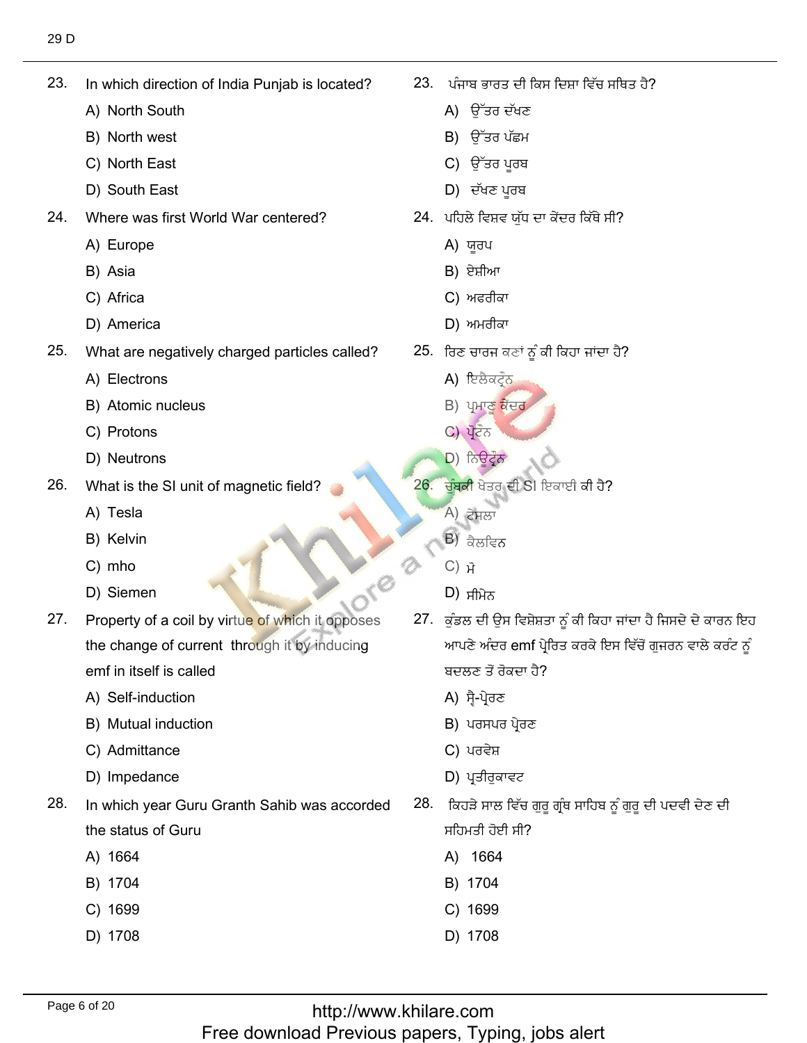23. In which direction of India Punjab is located?
   A) North South
   B) North west
   C) North East
   D) South East

23. ਪੰਜਾਬ ਭਾਰਤ ਦੀ ਕਿਸ ਦਿਸ਼ਾ ਵਿੱਚ ਸਥਿਤ ਹੈ?
   A) ਉੱਤਰ ਦੱਖਣ
   B) ਉੱਤਰ ਪੱਛਮ
   C) ਉੱਤਰ ਪੂਰਬ
   D) ਦੱਖਣ ਪੂਰਬ

24. Where was first World War centered?
   A) Europe
   B) Asia
   C) Africa
   D) America

24. ਪਹਿਲੇ ਵਿਸ਼ਵ ਯੁੱਧ ਦਾ ਕੇਂਦਰ ਕਿੱਥੇ ਸੀ?
   A) ਯੂਰਪ
   B) ਏਸ਼ੀਆ
   C) ਅਫਰੀਕਾ
   D) ਅਮਰੀਕਾ

25. What are negatively charged particles called?
   A) Electrons
   B) Atomic nucleus
   C) Protons
   D) Neutrons

25. ਰਿਣ ਚਾਰਜ ਕਣਾਂ ਨੂੰ ਕੀ ਕਿਹਾ ਜਾਂਦਾ ਹੈ?
   A) ਇਲੈਕਟ੍ਰੌਨ
   B) ਪ੍ਰਮਾਣੂ ਕੇਂਦਰ
   C) ਪ੍ਰੋਟੌਨ
   D) ਨਿਊਟ੍ਰੌਨ

26. What is the SI unit of magnetic field?
   A) Tesla
   B) Kelvin
   C) mho
   D) Siemen

26. ਚੁੰਬਕੀ ਖੇਤਰ ਦੀ SI ਇਕਾਈ ਕੀ ਹੈ?
   A) ਟੇਸਲਾ
   B) ਕੈਲਵਿਨ
   C) ਮੋ
   D) ਸੀਮੇਨ

27. Property of a coil by virtue of which it opposes the change of current through it by inducing emf in itself is called
   A) Self-induction
   B) Mutual induction
   C) Admittance
   D) Impedance

27. ਕੁੰਡਲ ਦੀ ਉਸ ਵਿਸ਼ੇਸ਼ਤਾ ਨੂੰ ਕੀ ਕਿਹਾ ਜਾਂਦਾ ਹੈ ਜਿਸਦੇ ਦੇ ਕਾਰਨ ਇਹ ਆਪਣੇ ਅੰਦਰ emf ਪ੍ਰੇਰਿਤ ਕਰਕੇ ਇਸ ਵਿੱਚੋਂ ਗੁਜਰਨ ਵਾਲੇ ਕਰੰਟ ਨੂੰ ਬਦਲਣ ਤੋਂ ਰੋਕਦਾ ਹੈ?
   A) ਸ੍ਵੈ-ਪ੍ਰੇਰਣ
   B) ਪਰਸਪਰ ਪ੍ਰੇਰਣ
   C) ਪਰਵੇਸ਼
   D) ਪ੍ਰਤੀਰੁਕਾਵਟ

28. In which year Guru Granth Sahib was accorded the status of Guru
   A) 1664
   B) 1704
   C) 1699
   D) 1708

28. ਕਿਹੜੇ ਸਾਲ ਵਿੱਚ ਗੁਰੂ ਗ੍ਰੰਥ ਸਾਹਿਬ ਨੂੰ ਗੁਰੂ ਦੀ ਪਦਵੀ ਦੇਣ ਦੀ ਸਹਿਮਤੀ ਹੋਈ ਸੀ?
   A) 1664
   B) 1704
   C) 1699
   D) 1708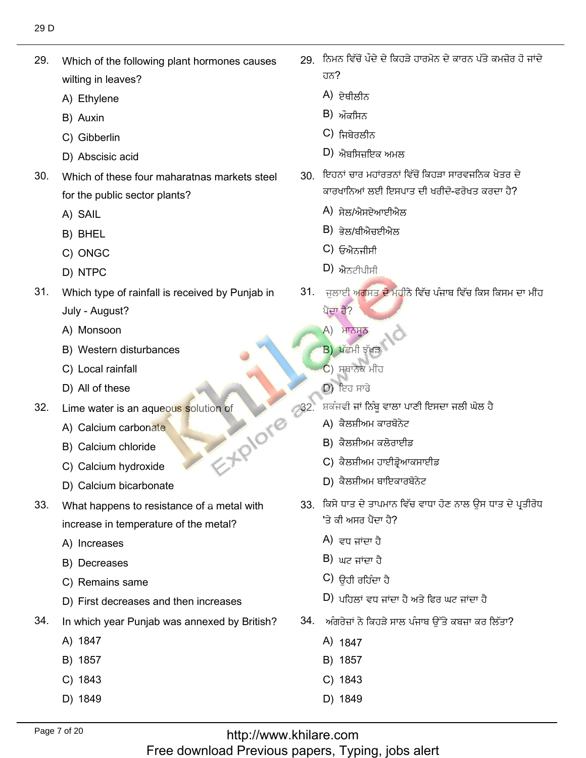29. Which of the following plant hormones causes wilting in leaves?
   A) Ethylene
   B) Auxin
   C) Gibberlin
   D) Abscisic acid

29. ਨਿਮਨ ਵਿੱਚੋਂ ਪੌਦੇ ਦੇ ਕਿਹੜੇ ਹਾਰਮੋਨ ਦੇ ਕਾਰਨ ਪੱਤੇ ਕਮਜ਼ੋਰ ਹੋ ਜਾਂਦੇ ਹਨ?
   A) ਏਥੀਲੀਨ
   B) ਔਕਸਿਨ
   C) ਜਿਬੇਰਲੀਨ
   D) ਐਬਸਿਜ਼ਇਕ ਅਮਲ

30. Which of these four maharatnas markets steel for the public sector plants?
   A) SAIL
   B) BHEL
   C) ONGC
   D) NTPC

30. ਇਹਨਾਂ ਚਾਰ ਮਹਾਂਰਤਨਾਂ ਵਿੱਚੋਂ ਕਿਹੜਾ ਸਾਰਵਜਨਿਕ ਖੇਤਰ ਦੇ ਕਾਰਖਾਨਿਆਂ ਲਈ ਇਸਪਾਤ ਦੀ ਖਰੀਦੋ-ਫਰੋਖਤ ਕਰਦਾ ਹੈ?
   A) ਸੇਲ/ਐਸਏਆਈਐਲ
   B) ਭੇਲ/ਬੀਐਚਈਐਲ
   C) ਓਐਨਜੀਸੀ
   D) ਐਨਟੀਪੀਸੀ

31. Which type of rainfall is received by Punjab in July - August?
   A) Monsoon
   B) Western disturbances
   C) Local rainfall
   D) All of these

31. ਜੁਲਾਈ ਅਗਸਤ ਦੇ ਮਹੀਨੇ ਵਿੱਚ ਪੰਜਾਬ ਵਿੱਚ ਕਿਸ ਕਿਸਮ ਦਾ ਮੀਂਹ ਪੈਂਦਾ ਹੈ?
   A) ਮਾਨਸੂਨ
   B) ਪੱਛਮੀ ਝੱਖੜ
   C) ਸਥਾਨਿਕ ਮੀਂਹ
   D) ਇਹ ਸਾਰੇ

32. Lime water is an aqueous solution of
   A) Calcium carbonate
   B) Calcium chloride
   C) Calcium hydroxide
   D) Calcium bicarbonate

32. ਸ਼ਕੰਜਵੀ ਜਾਂ ਨਿੰਬੂ ਵਾਲਾ ਪਾਣੀ ਇਸਦਾ ਜਲੀ ਘੋਲ ਹੈ
   A) ਕੈਲਸ਼ੀਅਮ ਕਾਰਬੋਨੇਟ
   B) ਕੈਲਸ਼ੀਅਮ ਕਲੋਰਾਈਡ
   C) ਕੈਲਸ਼ੀਅਮ ਹਾਈਡ੍ਰੋਆਕਸਾਈਡ
   D) ਕੈਲਸ਼ੀਅਮ ਬਾਇਕਾਰਬੋਨੇਟ

33. What happens to resistance of a metal with increase in temperature of the metal?
   A) Increases
   B) Decreases
   C) Remains same
   D) First decreases and then increases

33. ਕਿਸੇ ਧਾਤ ਦੇ ਤਾਪਮਾਨ ਵਿੱਚ ਵਾਧਾ ਹੋਣ ਨਾਲ ਉਸ ਧਾਤ ਦੇ ਪ੍ਰਤੀਰੋਧ 'ਤੇ ਕੀ ਅਸਰ ਪੈਂਦਾ ਹੈ?
   A) ਵਧ ਜਾਂਦਾ ਹੈ
   B) ਘਟ ਜਾਂਦਾ ਹੈ
   C) ਉਹੀ ਰਹਿੰਦਾ ਹੈ
   D) ਪਹਿਲਾਂ ਵਧ ਜਾਂਦਾ ਹੈ ਅਤੇ ਫਿਰ ਘਟ ਜਾਂਦਾ ਹੈ

34. In which year Punjab was annexed by British?
   A) 1847
   B) 1857
   C) 1843
   D) 1849

34. ਅੰਗਰੇਜ਼ਾਂ ਨੇ ਕਿਹੜੇ ਸਾਲ ਪੰਜਾਬ ਉੱਤੇ ਕਬਜ਼ਾ ਕਰ ਲਿੱਤਾ?
   A) 1847
   B) 1857
   C) 1843
   D) 1849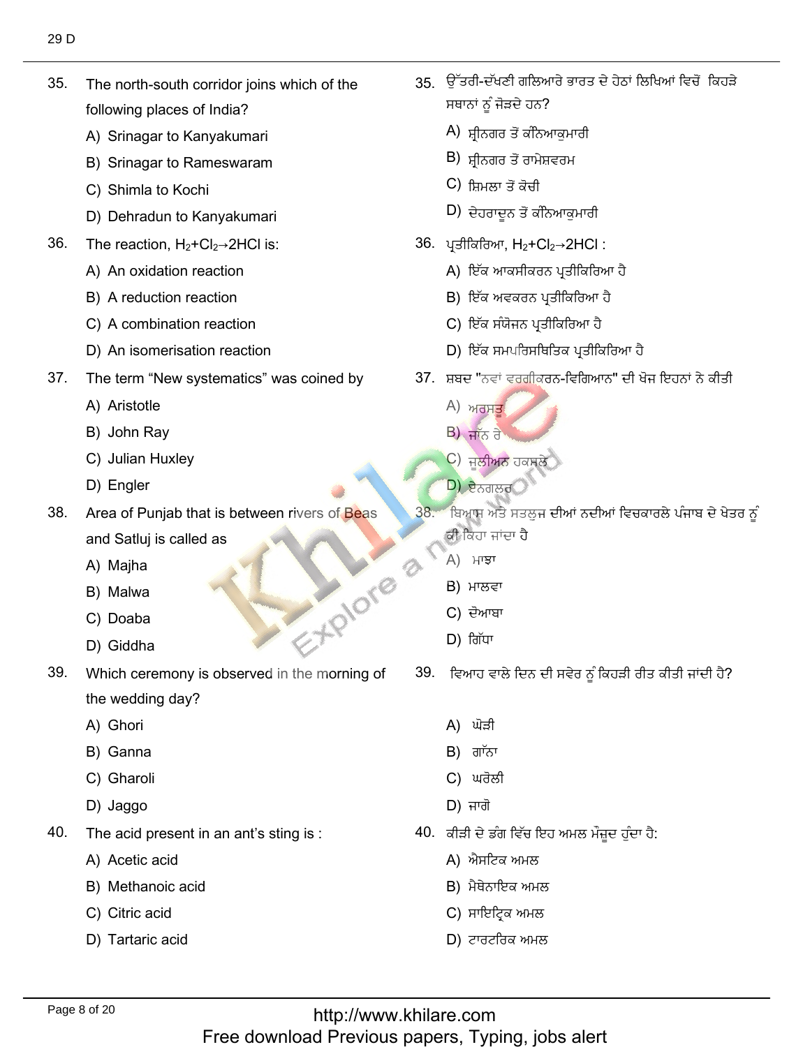35. The north-south corridor joins which of the following places of India?
    - A) Srinagar to Kanyakumari
    - B) Srinagar to Rameswaram
    - C) Shimla to Kochi
    - D) Dehradun to Kanyakumari

35. ਉੱਤਰੀ-ਦੱਖਣੀ ਗਲਿਆਰੇ ਭਾਰਤ ਦੇ ਹੇਠਾਂ ਲਿਖਿਆਂ ਵਿਚੋਂ ਕਿਹੜੇ ਸਥਾਨਾਂ ਨੂੰ ਜੋੜਦੇ ਹਨ?
    - A) ਸ਼੍ਰੀਨਗਰ ਤੋਂ ਕੰਨਿਆਕੁਮਾਰੀ
    - B) ਸ਼੍ਰੀਨਗਰ ਤੋਂ ਰਾਮੇਸ਼ਵਰਮ
    - C) ਸ਼ਿਮਲਾ ਤੋਂ ਕੋਚੀ
    - D) ਦੇਹਰਾਦੂਨ ਤੋਂ ਕੰਨਿਆਕੁਮਾਰੀ

36. The reaction, $H_2 + Cl_2 \rightarrow 2HCl$ is:
    - A) An oxidation reaction
    - B) A reduction reaction
    - C) A combination reaction
    - D) An isomerisation reaction

36. ਪ੍ਰਤੀਕਿਰਿਆ, $H_2 + Cl_2 \rightarrow 2HCl$ :
    - A) ਇੱਕ ਆਕਸੀਕਰਨ ਪ੍ਰਤੀਕਿਰਿਆ ਹੈ
    - B) ਇੱਕ ਅਵਕਰਨ ਪ੍ਰਤੀਕਿਰਿਆ ਹੈ
    - C) ਇੱਕ ਸੰਯੋਜਨ ਪ੍ਰਤੀਕਿਰਿਆ ਹੈ
    - D) ਇੱਕ ਸਮਪਰਿਸਥਿਤਿਕ ਪ੍ਰਤੀਕਿਰਿਆ ਹੈ

37. The term "New systematics" was coined by
    - A) Aristotle
    - B) John Ray
    - C) Julian Huxley
    - D) Engler

37. ਸ਼ਬਦ "ਨਵਾਂ ਵਰਗੀਕਰਨ-ਵਿਗਿਆਨ" ਦੀ ਖੋਜ ਇਹਨਾਂ ਨੇ ਕੀਤੀ
    - A) ਅਰਸਤੂ
    - B) ਜਾੱਨ ਰੇ
    - C) ਜੂਲੀਅਨ ਹਕਸਲੇ
    - D) ਏਨਗਲਰ

38. Area of Punjab that is between rivers of Beas and Satluj is called as
    - A) Majha
    - B) Malwa
    - C) Doaba
    - D) Giddha

38. ਬਿਆਸ ਅਤੇ ਸਤਲੁਜ ਦੀਆਂ ਨਦੀਆਂ ਵਿਚਕਾਰਲੇ ਪੰਜਾਬ ਦੇ ਖੇਤਰ ਨੂੰ ਕੀ ਕਿਹਾ ਜਾਂਦਾ ਹੈ
    - A) ਮਾਝਾ
    - B) ਮਾਲਵਾ
    - C) ਦੋਆਬਾ
    - D) ਗਿੱਧਾ

39. Which ceremony is observed in the morning of the wedding day?
    - A) Ghori
    - B) Ganna
    - C) Gharoli
    - D) Jaggo

39. ਵਿਆਹ ਵਾਲੇ ਦਿਨ ਦੀ ਸਵੇਰ ਨੂੰ ਕਿਹੜੀ ਰੀਤ ਕੀਤੀ ਜਾਂਦੀ ਹੈ?
    - A) ਘੋੜੀ
    - B) ਗਾੱਨਾ
    - C) ਘਰੋਲੀ
    - D) ਜਾਗੋ

40. The acid present in an ant's sting is :
    - A) Acetic acid
    - B) Methanoic acid
    - C) Citric acid
    - D) Tartaric acid

40. ਕੀੜੀ ਦੇ ਡੰਗ ਵਿੱਚ ਇਹ ਅਮਲ ਮੌਜੂਦ ਹੁੰਦਾ ਹੈ:
    - A) ਐਸਟਿਕ ਅਮਲ
    - B) ਮੈਥੇਨਾਇਕ ਅਮਲ
    - C) ਸਾਇਟ੍ਰਿਕ ਅਮਲ
    - D) ਟਾਰਟਰਿਕ ਅਮਲ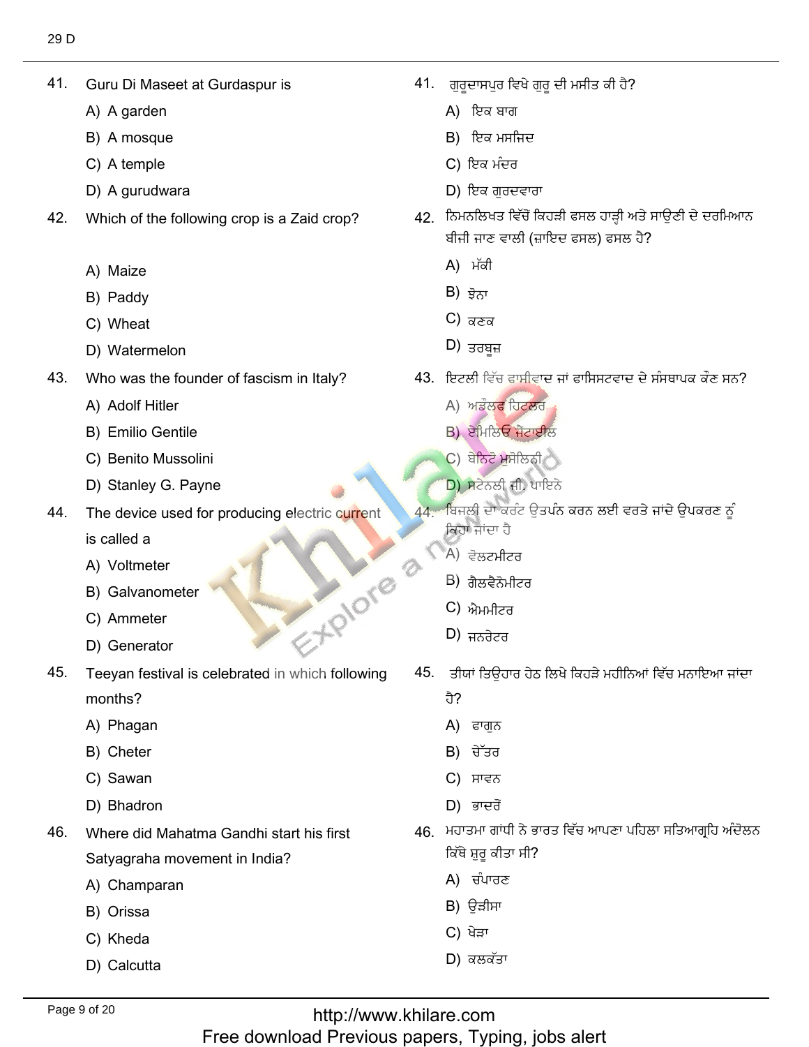41. Guru Di Maseet at Gurdaspur is
    - A) A garden
    - B) A mosque
    - C) A temple
    - D) A gurudwara

41. ਗੁਰੂਦਾਸਪੁਰ ਵਿਖੇ ਗੁਰੂ ਦੀ ਮਸੀਤ ਕੀ ਹੈ?
    - A) ਇਕ ਬਾਗ
    - B) ਇਕ ਮਸਜਿਦ
    - C) ਇਕ ਮੰਦਰ
    - D) ਇਕ ਗੁਰਦਵਾਰਾ

42. Which of the following crop is a Zaid crop?
    - A) Maize
    - B) Paddy
    - C) Wheat
    - D) Watermelon

42. ਨਿਮਨਲਿਖਤ ਵਿੱਚੋਂ ਕਿਹੜੀ ਫਸਲ ਹਾੜ੍ਹੀ ਅਤੇ ਸਾਉਣੀ ਦੇ ਦਰਮਿਆਨ ਬੀਜੀ ਜਾਣ ਵਾਲੀ (ਜ਼ਾਇਦ ਫਸਲ) ਫਸਲ ਹੈ?
    - A) ਮੱਕੀ
    - B) ਝੋਨਾ
    - C) ਕਣਕ
    - D) ਤਰਬੂਜ਼

43. Who was the founder of fascism in Italy?
    - A) Adolf Hitler
    - B) Emilio Gentile
    - C) Benito Mussolini
    - D) Stanley G. Payne

43. ਇਟਲੀ ਵਿੱਚ ਫਾਸੀਵਾਦ ਜਾਂ ਫਾਸਿਸਟਵਾਦ ਦੇ ਸੰਸਥਾਪਕ ਕੌਣ ਸਨ?
    - A) ਅਡੋਲਫ ਹਿਟਲਰ
    - B) ਏਮਿਲਿਓ ਜੈਂਟਾਈਲ
    - C) ਬੇਨਿਟੋ ਮੁਸੋਲਿਨੀ
    - D) ਸਟੇਨਲੀ ਜੀ. ਪਾਇਨੇ

44. The device used for producing electric current is called a
    - A) Voltmeter
    - B) Galvanometer
    - C) Ammeter
    - D) Generator

44. ਬਿਜਲੀ ਦਾ ਕਰੰਟ ਉਤਪੰਨ ਕਰਨ ਲਈ ਵਰਤੇ ਜਾਂਦੇ ਉਪਕਰਣ ਨੂੰ ਕਿਹਾ ਜਾਂਦਾ ਹੈ
    - A) ਵੋਲਟਮੀਟਰ
    - B) ਗੈਲਵੈਨੋਮੀਟਰ
    - C) ਐਮਮੀਟਰ
    - D) ਜਨਰੇਟਰ

45. Teeyan festival is celebrated in which following months?
    - A) Phagan
    - B) Cheter
    - C) Sawan
    - D) Bhadron

45. ਤੀਯਾਂ ਤਿਉਹਾਰ ਹੇਠ ਲਿਖੇ ਕਿਹੜੇ ਮਹੀਨਿਆਂ ਵਿੱਚ ਮਨਾਇਆ ਜਾਂਦਾ ਹੈ?
    - A) ਫਾਗੁਨ
    - B) ਚੇੱਤਰ
    - C) ਸਾਵਨ
    - D) ਭਾਦਰੋਂ

46. Where did Mahatma Gandhi start his first Satyagraha movement in India?
    - A) Champaran
    - B) Orissa
    - C) Kheda
    - D) Calcutta

46. ਮਹਾਤਮਾ ਗਾਂਧੀ ਨੇ ਭਾਰਤ ਵਿੱਚ ਆਪਣਾ ਪਹਿਲਾ ਸਤਿਆਗ੍ਰਹਿ ਅੰਦੋਲਨ ਕਿੱਥੇ ਸ਼ੁਰੂ ਕੀਤਾ ਸੀ?
    - A) ਚੰਪਾਰਣ
    - B) ਉੜੀਸਾ
    - C) ਖੇੜਾ
    - D) ਕਲਕੱਤਾ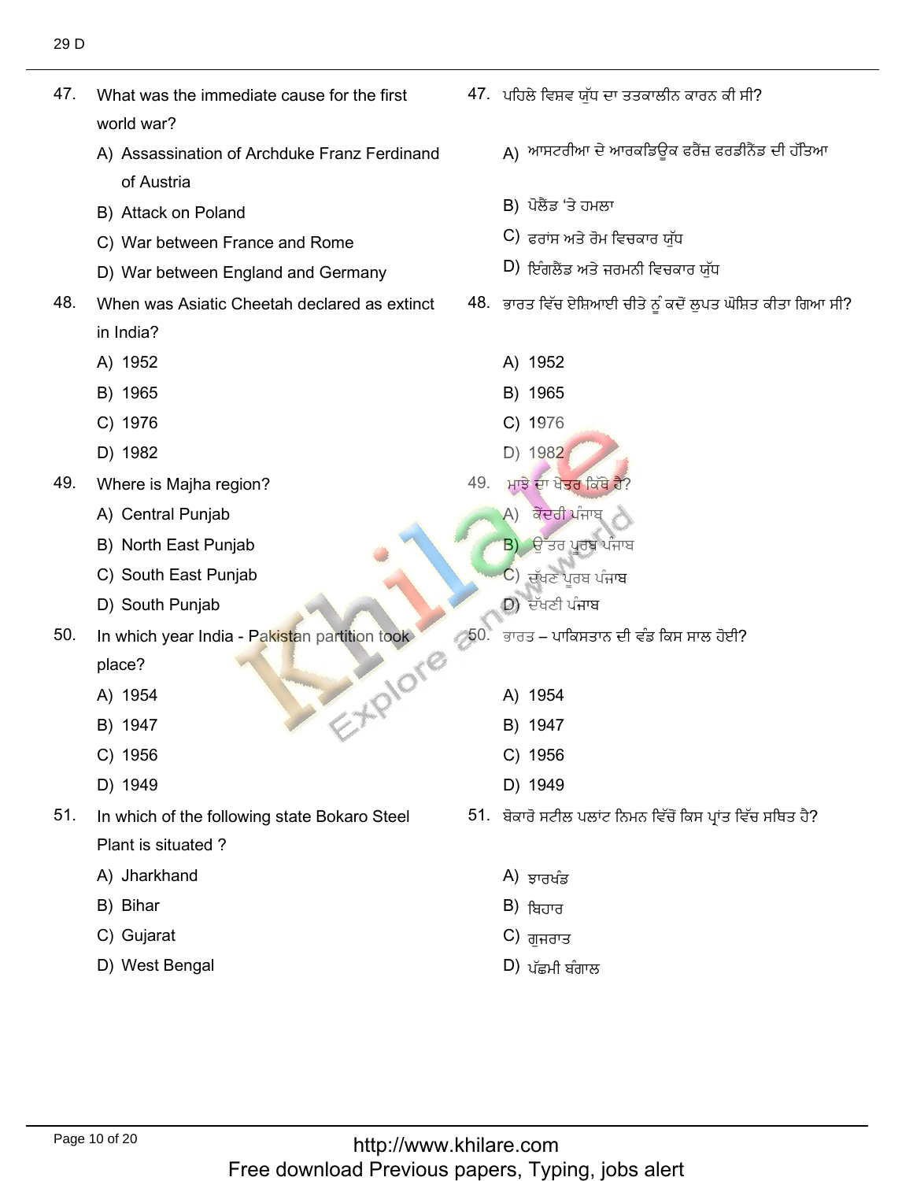47. What was the immediate cause for the first world war?

A) Assassination of Archduke Franz Ferdinand of Austria

B) Attack on Poland

C) War between France and Rome

D) War between England and Germany

47. ਪਹਿਲੇ ਵਿਸ਼ਵ ਯੁੱਧ ਦਾ ਤਤਕਾਲੀਨ ਕਾਰਨ ਕੀ ਸੀ?

A) ਆਸਟਰੀਆ ਦੇ ਆਰਕਡਿਊਕ ਫਰੈਂਜ਼ ਫਰਡੀਨੈਂਡ ਦੀ ਹੱਤਿਆ

B) ਪੋਲੈਂਡ 'ਤੇ ਹਮਲਾ

C) ਫਰਾਂਸ ਅਤੇ ਰੋਮ ਵਿਚਕਾਰ ਯੁੱਧ

D) ਇੰਗਲੈਂਡ ਅਤੇ ਜਰਮਨੀ ਵਿਚਕਾਰ ਯੁੱਧ

48. When was Asiatic Cheetah declared as extinct in India?

A) 1952

B) 1965

C) 1976

D) 1982

48. ਭਾਰਤ ਵਿੱਚ ਏਸ਼ਿਆਈ ਚੀਤੇ ਨੂੰ ਕਦੋਂ ਲੁਪਤ ਘੋਸ਼ਿਤ ਕੀਤਾ ਗਿਆ ਸੀ?

A) 1952

B) 1965

C) 1976

D) 1982

49. Where is Majha region?

A) Central Punjab

B) North East Punjab

C) South East Punjab

D) South Punjab

49. ਮਾਝੇ ਦਾ ਖੇਤਰ ਕਿੱਥੇ ਹੈ?

A) ਕੇਂਦਰੀ ਪੰਜਾਬ

B) ਉੱਤਰ ਪੂਰਬ ਪੰਜਾਬ

C) ਦੱਖਣ ਪੂਰਬ ਪੰਜਾਬ

D) ਦੱਖਣੀ ਪੰਜਾਬ

50. In which year India - Pakistan partition took place?

A) 1954

B) 1947

C) 1956

D) 1949

50. ਭਾਰਤ – ਪਾਕਿਸਤਾਨ ਦੀ ਵੰਡ ਕਿਸ ਸਾਲ ਹੋਈ?

A) 1954

B) 1947

C) 1956

D) 1949

51. In which of the following state Bokaro Steel Plant is situated ?

A) Jharkhand

B) Bihar

C) Gujarat

D) West Bengal

51. ਬੋਕਾਰੋ ਸਟੀਲ ਪਲਾਂਟ ਨਿਮਨ ਵਿੱਚੋਂ ਕਿਸ ਪ੍ਰਾਂਤ ਵਿੱਚ ਸਥਿਤ ਹੈ?

A) ਝਾਰਖੰਡ

B) ਬਿਹਾਰ

C) ਗੁਜਰਾਤ

D) ਪੱਛਮੀ ਬੰਗਾਲ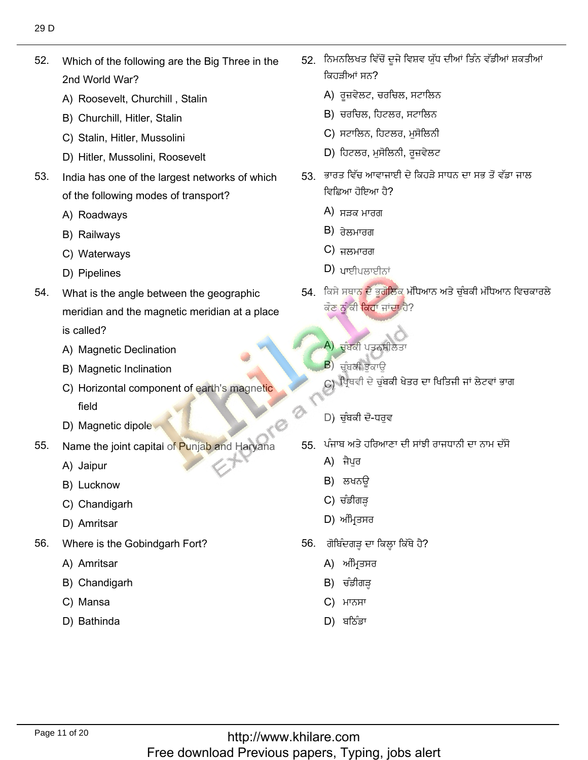52. Which of the following are the Big Three in the 2nd World War?

A) Roosevelt, Churchill , Stalin
B) Churchill, Hitler, Stalin
C) Stalin, Hitler, Mussolini
D) Hitler, Mussolini, Roosevelt

53. India has one of the largest networks of which of the following modes of transport?

A) Roadways
B) Railways
C) Waterways
D) Pipelines

54. What is the angle between the geographic meridian and the magnetic meridian at a place is called?

A) Magnetic Declination
B) Magnetic Inclination
C) Horizontal component of earth's magnetic field
D) Magnetic dipole

55. Name the joint capital of Punjab and Haryana

A) Jaipur
B) Lucknow
C) Chandigarh
D) Amritsar

56. Where is the Gobindgarh Fort?

A) Amritsar
B) Chandigarh
C) Mansa
D) Bathinda

52. ਨਿਮਨਲਿਖਤ ਵਿੱਚੋਂ ਦੂਜੇ ਵਿਸ਼ਵ ਯੁੱਧ ਦੀਆਂ ਤਿੰਨ ਵੱਡੀਆਂ ਸ਼ਕਤੀਆਂ ਕਿਹੜੀਆਂ ਸਨ?

A) ਰੂਜ਼ਵੇਲਟ, ਚਰਚਿਲ, ਸਟਾਲਿਨ
B) ਚਰਚਿਲ, ਹਿਟਲਰ, ਸਟਾਲਿਨ
C) ਸਟਾਲਿਨ, ਹਿਟਲਰ, ਮੁਸੋਲਿਨੀ
D) ਹਿਟਲਰ, ਮੁਸੋਲਿਨੀ, ਰੂਜ਼ਵੇਲਟ

53. ਭਾਰਤ ਵਿੱਚ ਆਵਾਜਾਈ ਦੇ ਕਿਹੜੇ ਸਾਧਨ ਦਾ ਸਭ ਤੋਂ ਵੱਡਾ ਜਾਲ ਵਿਛਿਆ ਹੋਇਆ ਹੈ?

A) ਸੜਕ ਮਾਰਗ
B) ਰੇਲਮਾਰਗ
C) ਜਲਮਾਰਗ
D) ਪਾਈਪਲਾਈਨਾਂ

54. ਕਿਸੇ ਸਥਾਨ ਦੇ ਭੂਗੋਲਿਕ ਮੱਧਿਆਨ ਅਤੇ ਚੁੰਬਕੀ ਮੱਧਿਆਨ ਵਿਚਕਾਰਲੇ ਕੋਣ ਨੂੰ ਕੀ ਕਿਹਾ ਜਾਂਦਾ ਹੈ?

A) ਚੁੰਬਕੀ ਪਤਨਸ਼ੀਲਤਾ
B) ਚੁੰਬਕੀ ਝੁਕਾਉ
C) ਪ੍ਰਿਥਵੀ ਦੇ ਚੁੰਬਕੀ ਖੇਤਰ ਦਾ ਖਿਤਿਜੀ ਜਾਂ ਲੇਟਵਾਂ ਭਾਗ
D) ਚੁੰਬਕੀ ਦੋ-ਧਰੁਵ

55. ਪੰਜਾਬ ਅਤੇ ਹਰਿਆਣਾ ਦੀ ਸਾਂਝੀ ਰਾਜਧਾਨੀ ਦਾ ਨਾਮ ਦੱਸੋ

A) ਜੈਪੁਰ
B) ਲਖਨਊ
C) ਚੰਡੀਗੜ੍ਹ
D) ਅੰਮ੍ਰਿਤਸਰ

56. ਗੋਬਿੰਦਗੜ੍ਹ ਦਾ ਕਿਲ੍ਹਾ ਕਿੱਥੇ ਹੈ?

A) ਅੰਮ੍ਰਿਤਸਰ
B) ਚੰਡੀਗੜ੍ਹ
C) ਮਾਨਸਾ
D) ਬਠਿੰਡਾ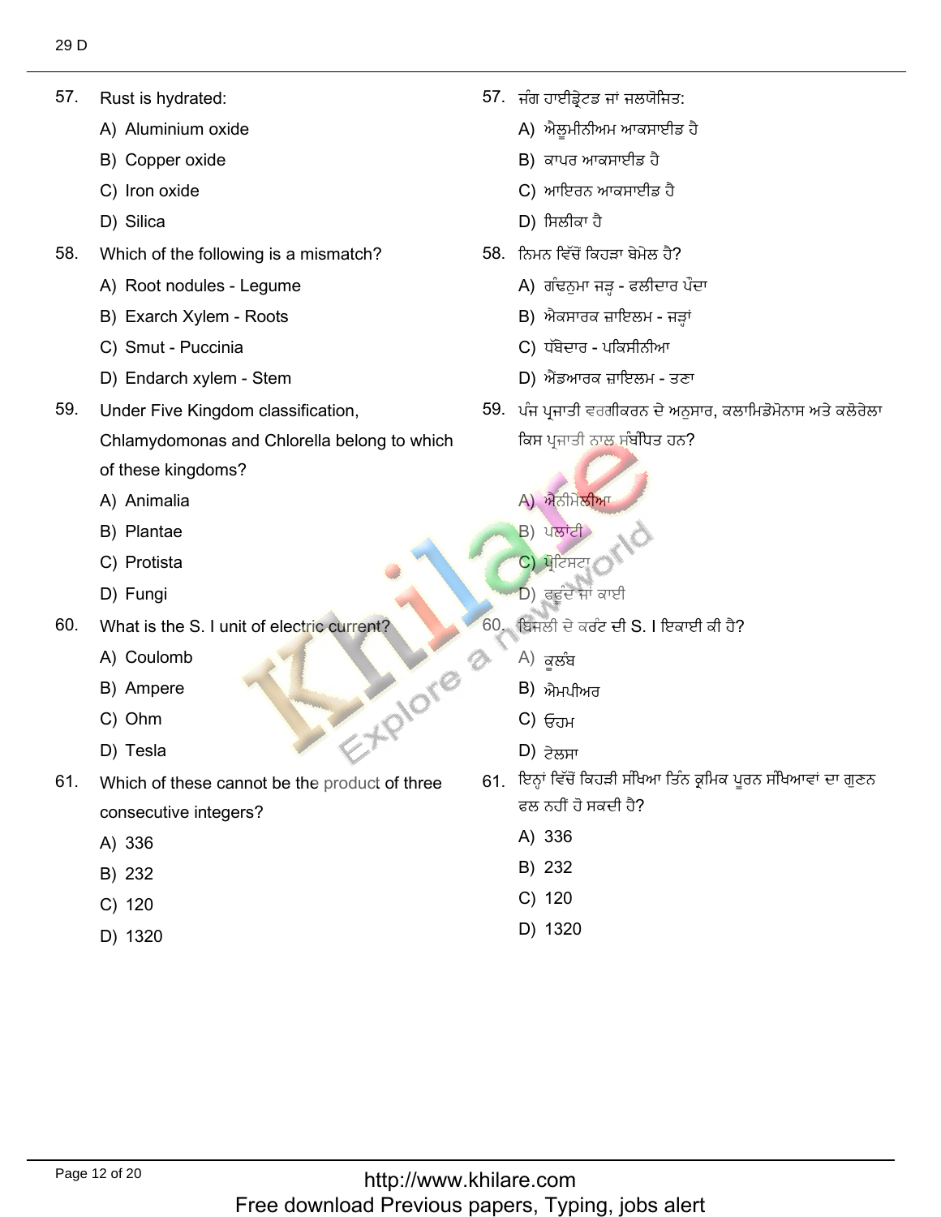57. Rust is hydrated:

A) Aluminium oxide
B) Copper oxide
C) Iron oxide
D) Silica

58. Which of the following is a mismatch?

A) Root nodules - Legume
B) Exarch Xylem - Roots
C) Smut - Puccinia
D) Endarch xylem - Stem

59. Under Five Kingdom classification, Chlamydomonas and Chlorella belong to which of these kingdoms?

A) Animalia
B) Plantae
C) Protista
D) Fungi

60. What is the S. I unit of electric current?

A) Coulomb
B) Ampere
C) Ohm
D) Tesla

61. Which of these cannot be the product of three consecutive integers?

A) 336
B) 232
C) 120
D) 1320

57. ਜੰਗ ਹਾਈਡ੍ਰੇਟਡ ਜਾਂ ਜਲਯੋਜਿਤ:

A) ਐਲੂਮੀਨੀਅਮ ਆਕਸਾਈਡ ਹੈ
B) ਕਾਪਰ ਆਕਸਾਈਡ ਹੈ
C) ਆਇਰਨ ਆਕਸਾਈਡ ਹੈ
D) ਸਿਲੀਕਾ ਹੈ

58. ਨਿਮਨ ਵਿੱਚੋਂ ਕਿਹੜਾ ਬੇਮੇਲ ਹੈ?

A) ਗੰਢਨੁਮਾ ਜੜ੍ਹ - ਫਲੀਦਾਰ ਪੌਦਾ
B) ਐਕਸਾਰਕ ਜ਼ਾਇਲਮ - ਜੜ੍ਹਾਂ
C) ਧੱਬੇਦਾਰ - ਪਕਿਸੀਨੀਆ
D) ਐਂਡਆਰਕ ਜ਼ਾਇਲਮ - ਤਣਾ

59. ਪੰਜ ਪ੍ਰਜਾਤੀ ਵਰਗੀਕਰਨ ਦੇ ਅਨੁਸਾਰ, ਕਲਾਮਿਡੋਮੋਨਾਸ ਅਤੇ ਕਲੋਰੇਲਾ ਕਿਸ ਪ੍ਰਜਾਤੀ ਨਾਲ ਸੰਬੰਧਿਤ ਹਨ?

A) ਐਨੀਮੇਲੀਆ
B) ਪਲਾਂਟੀ
C) ਪ੍ਰੋਟਿਸਟਾ
D) ਫਫੂੰਦ ਜਾਂ ਕਾਈ

60. ਬਿਜਲੀ ਦੇ ਕਰੰਟ ਦੀ S. I ਇਕਾਈ ਕੀ ਹੈ?

A) ਕੂਲੰਬ
B) ਐਮਪੀਅਰ
C) ਓਹਮ
D) ਟੇਲਸਾ

61. ਇਨ੍ਹਾਂ ਵਿੱਚੋਂ ਕਿਹੜੀ ਸੰਖਿਆ ਤਿੰਨ ਕ੍ਰਮਿਕ ਪੂਰਨ ਸੰਖਿਆਵਾਂ ਦਾ ਗੁਣਨ ਫਲ ਨਹੀਂ ਹੋ ਸਕਦੀ ਹੈ?

A) 336
B) 232
C) 120
D) 1320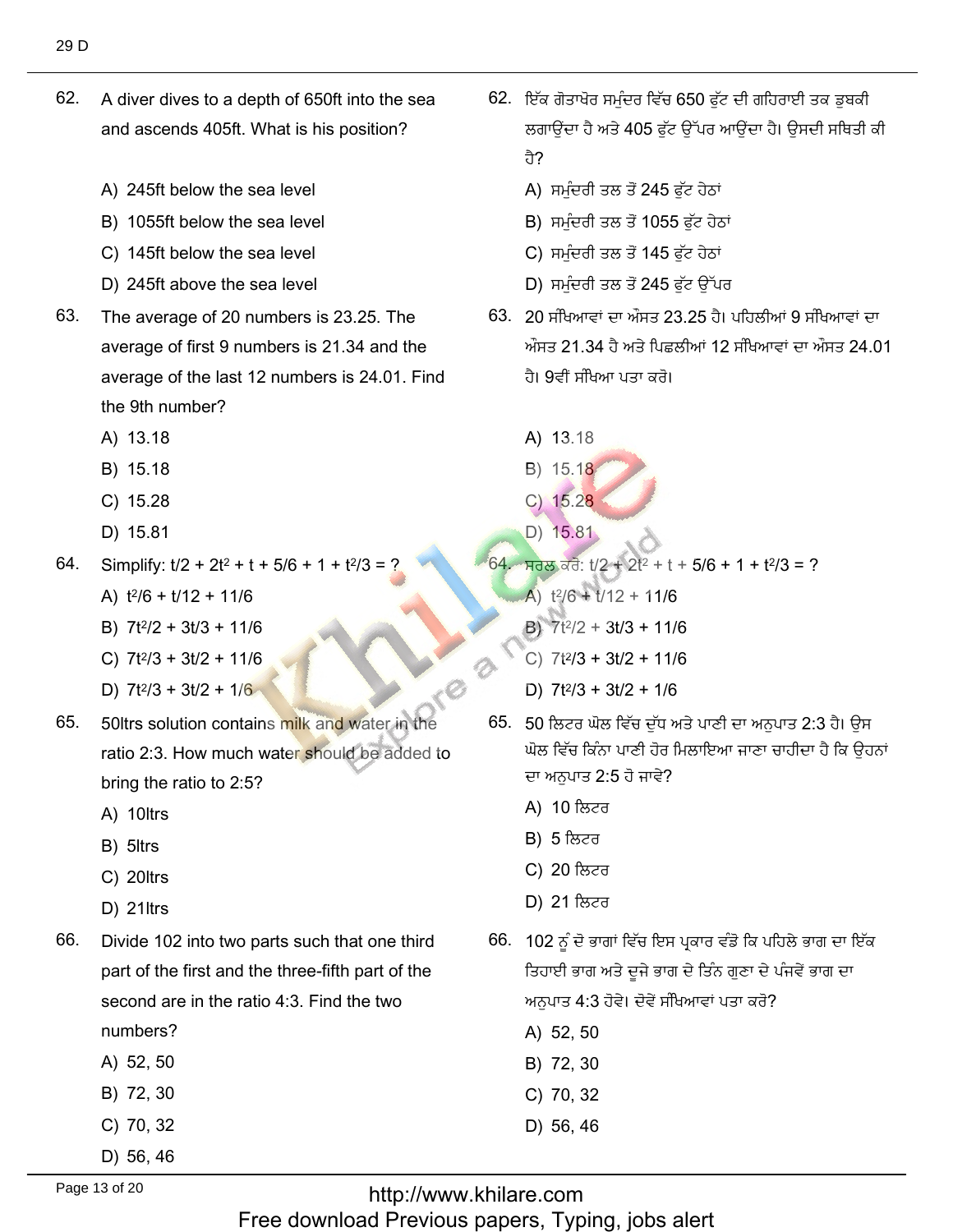62. A diver dives to a depth of 650ft into the sea and ascends 405ft. What is his position?

A) 245ft below the sea level
B) 1055ft below the sea level
C) 145ft below the sea level
D) 245ft above the sea level

62. ਇੱਕ ਗੋਤਾਖੋਰ ਸਮੁੰਦਰ ਵਿੱਚ 650 ਫੁੱਟ ਦੀ ਗਹਿਰਾਈ ਤਕ ਡੁਬਕੀ ਲਗਾਉਂਦਾ ਹੈ ਅਤੇ 405 ਫੁੱਟ ਉੱਪਰ ਆਉਂਦਾ ਹੈ। ਉਸਦੀ ਸਥਿਤੀ ਕੀ ਹੈ?

A) ਸਮੁੰਦਰੀ ਤਲ ਤੋਂ 245 ਫੁੱਟ ਹੇਠਾਂ
B) ਸਮੁੰਦਰੀ ਤਲ ਤੋਂ 1055 ਫੁੱਟ ਹੇਠਾਂ
C) ਸਮੁੰਦਰੀ ਤਲ ਤੋਂ 145 ਫੁੱਟ ਹੇਠਾਂ
D) ਸਮੁੰਦਰੀ ਤਲ ਤੋਂ 245 ਫੁੱਟ ਉੱਪਰ

63. The average of 20 numbers is 23.25. The average of first 9 numbers is 21.34 and the average of the last 12 numbers is 24.01. Find the 9th number?

A) 13.18
B) 15.18
C) 15.28
D) 15.81

63. 20 ਸੰਖਿਆਵਾਂ ਦਾ ਔਸਤ 23.25 ਹੈ। ਪਹਿਲੀਆਂ 9 ਸੰਖਿਆਵਾਂ ਦਾ ਔਸਤ 21.34 ਹੈ ਅਤੇ ਪਿਛਲੀਆਂ 12 ਸੰਖਿਆਵਾਂ ਦਾ ਔਸਤ 24.01 ਹੈ। 9ਵੀਂ ਸੰਖਿਆ ਪਤਾ ਕਰੋ।

A) 13.18
B) 15.18
C) 15.28
D) 15.81

64. Simplify: $t/2 + 2t^2 + t + 5/6 + 1 + t^2/3 = ?$

A) $t^2/6 + t/12 + 11/6$
B) $7t^2/2 + 3t/3 + 11/6$
C) $7t^2/3 + 3t/2 + 11/6$
D) $7t^2/3 + 3t/2 + 1/6$

64. ਸਰਲ ਕਰੋ: $t/2 + 2t^2 + t + 5/6 + 1 + t^2/3 = ?$

A) $t^2/6 + t/12 + 11/6$
B) $7t^2/2 + 3t/3 + 11/6$
C) $7t^2/3 + 3t/2 + 11/6$
D) $7t^2/3 + 3t/2 + 1/6$

65. 50ltrs solution contains milk and water in the ratio 2:3. How much water should be added to bring the ratio to 2:5?

A) 10ltrs
B) 5ltrs
C) 20ltrs
D) 21ltrs

65. 50 ਲਿਟਰ ਘੋਲ ਵਿੱਚ ਦੁੱਧ ਅਤੇ ਪਾਣੀ ਦਾ ਅਨੁਪਾਤ 2:3 ਹੈ। ਉਸ ਘੋਲ ਵਿੱਚ ਕਿੰਨਾ ਪਾਣੀ ਹੋਰ ਮਿਲਾਇਆ ਜਾਣਾ ਚਾਹੀਦਾ ਹੈ ਕਿ ਉਹਨਾਂ ਦਾ ਅਨੁਪਾਤ 2:5 ਹੋ ਜਾਵੇ?

A) 10 ਲਿਟਰ
B) 5 ਲਿਟਰ
C) 20 ਲਿਟਰ
D) 21 ਲਿਟਰ

66. Divide 102 into two parts such that one third part of the first and the three-fifth part of the second are in the ratio 4:3. Find the two numbers?

A) 52, 50
B) 72, 30
C) 70, 32
D) 56, 46

66. 102 ਨੂੰ ਦੋ ਭਾਗਾਂ ਵਿੱਚ ਇਸ ਪ੍ਰਕਾਰ ਵੰਡੋ ਕਿ ਪਹਿਲੇ ਭਾਗ ਦਾ ਇੱਕ ਤਿਹਾਈ ਭਾਗ ਅਤੇ ਦੂਜੇ ਭਾਗ ਦੇ ਤਿੰਨ ਗੁਣਾ ਦੇ ਪੰਜਵੇਂ ਭਾਗ ਦਾ ਅਨੁਪਾਤ 4:3 ਹੋਵੇ। ਦੋਵੇਂ ਸੰਖਿਆਵਾਂ ਪਤਾ ਕਰੋ?

A) 52, 50
B) 72, 30
C) 70, 32
D) 56, 46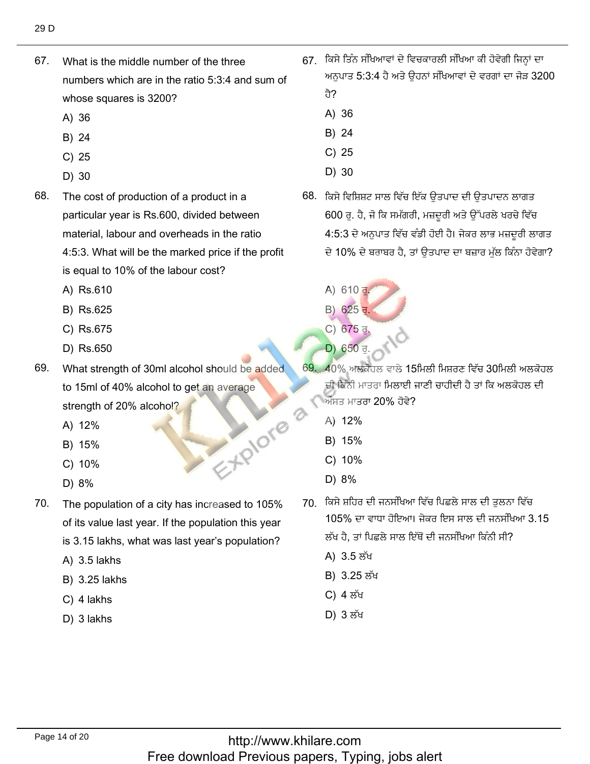67. What is the middle number of the three numbers which are in the ratio 5:3:4 and sum of whose squares is 3200?

A) 36

B) 24

C) 25

D) 30

67. ਕਿਸੇ ਤਿੰਨ ਸੰਖਿਆਵਾਂ ਦੇ ਵਿਚਕਾਰਲੀ ਸੰਖਿਆ ਕੀ ਹੋਵੇਗੀ ਜਿਨ੍ਹਾਂ ਦਾ ਅਨੁਪਾਤ 5:3:4 ਹੈ ਅਤੇ ਉਹਨਾਂ ਸੰਖਿਆਵਾਂ ਦੇ ਵਰਗਾਂ ਦਾ ਜੋੜ 3200 ਹੈ?

A) 36

B) 24

C) 25

D) 30

68. The cost of production of a product in a particular year is Rs.600, divided between material, labour and overheads in the ratio 4:5:3. What will be the marked price if the profit is equal to 10% of the labour cost?

A) Rs.610

B) Rs.625

C) Rs.675

D) Rs.650

68. ਕਿਸੇ ਵਿਸ਼ਿਸ਼ਟ ਸਾਲ ਵਿੱਚ ਇੱਕ ਉਤਪਾਦ ਦੀ ਉਤਪਾਦਨ ਲਾਗਤ 600 ਰੁ. ਹੈ, ਜੋ ਕਿ ਸਮੱਗਰੀ, ਮਜ਼ਦੂਰੀ ਅਤੇ ਉੱਪਰਲੇ ਖਰਚੇ ਵਿੱਚ 4:5:3 ਦੇ ਅਨੁਪਾਤ ਵਿੱਚ ਵੰਡੀ ਹੋਈ ਹੈ। ਜੇਕਰ ਲਾਭ ਮਜ਼ਦੂਰੀ ਲਾਗਤ ਦੇ 10% ਦੇ ਬਰਾਬਰ ਹੈ, ਤਾਂ ਉਤਪਾਦ ਦਾ ਬਜ਼ਾਰ ਮੁੱਲ ਕਿੰਨਾ ਹੋਵੇਗਾ?

A) 610 ਰੁ.

B) 625 ਰੁ.

C) 675 ਰੁ.

D) 650 ਰੁ.

69. What strength of 30ml alcohol should be added to 15ml of 40% alcohol to get an average strength of 20% alcohol?

A) 12%

B) 15%

C) 10%

D) 8%

69. 40% ਅਲਕੋਹਲ ਵਾਲੇ 15ਮਿਲੀ ਮਿਸ਼ਰਣ ਵਿੱਚ 30ਮਿਲੀ ਅਲਕੋਹਲ ਦੀ ਕਿੰਨੀ ਮਾਤਰਾ ਮਿਲਾਈ ਜਾਣੀ ਚਾਹੀਦੀ ਹੈ ਤਾਂ ਕਿ ਅਲਕੋਹਲ ਦੀ ਔਸਤ ਮਾਤਰਾ 20% ਹੋਵੇ?

A) 12%

B) 15%

C) 10%

D) 8%

70. The population of a city has increased to 105% of its value last year. If the population this year is 3.15 lakhs, what was last year's population?

A) 3.5 lakhs

B) 3.25 lakhs

C) 4 lakhs

D) 3 lakhs

70. ਕਿਸੇ ਸ਼ਹਿਰ ਦੀ ਜਨਸੰਖਿਆ ਵਿੱਚ ਪਿਛਲੇ ਸਾਲ ਦੀ ਤੁਲਨਾ ਵਿੱਚ 105% ਦਾ ਵਾਧਾ ਹੋਇਆ। ਜੇਕਰ ਇਸ ਸਾਲ ਦੀ ਜਨਸੰਖਿਆ 3.15 ਲੱਖ ਹੈ, ਤਾਂ ਪਿਛਲੇ ਸਾਲ ਇੱਥੋਂ ਦੀ ਜਨਸੰਖਿਆ ਕਿੰਨੀ ਸੀ?

A) 3.5 ਲੱਖ

B) 3.25 ਲੱਖ

C) 4 ਲੱਖ

D) 3 ਲੱਖ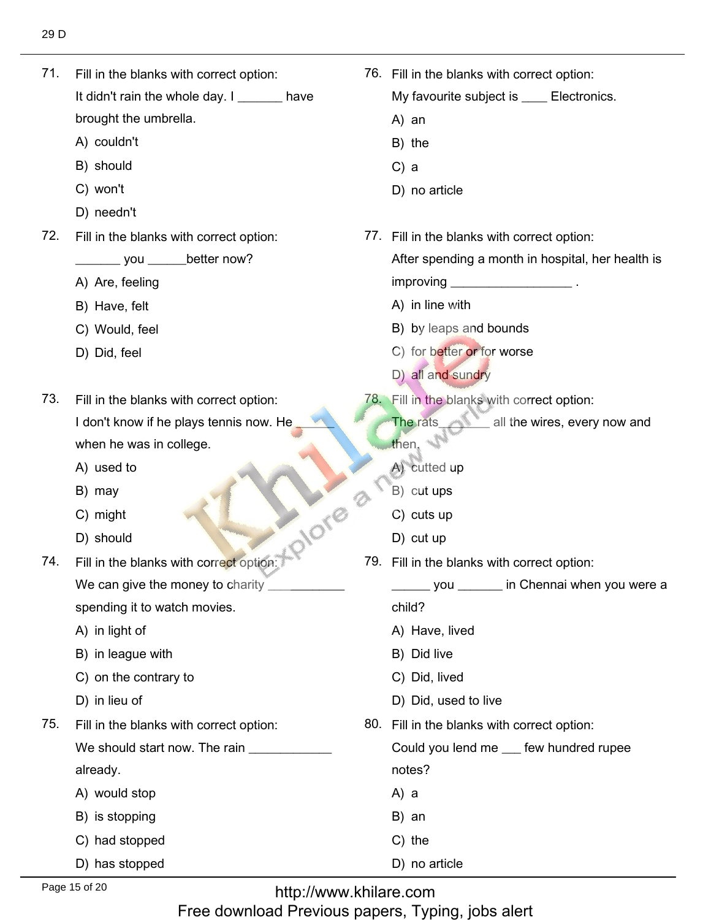71. Fill in the blanks with correct option:
It didn't rain the whole day. I _______ have brought the umbrella.
A) couldn't
B) should
C) won't
D) needn't

72. Fill in the blanks with correct option:
_______ you ______better now?
A) Are, feeling
B) Have, felt
C) Would, feel
D) Did, feel

73. Fill in the blanks with correct option:
I don't know if he plays tennis now. He ______ when he was in college.
A) used to
B) may
C) might
D) should

74. Fill in the blanks with correct option:
We can give the money to charity ____________ spending it to watch movies.
A) in light of
B) in league with
C) on the contrary to
D) in lieu of

75. Fill in the blanks with correct option:
We should start now. The rain ____________ already.
A) would stop
B) is stopping
C) had stopped
D) has stopped

76. Fill in the blanks with correct option:
My favourite subject is ____ Electronics.
A) an
B) the
C) a
D) no article

77. Fill in the blanks with correct option:
After spending a month in hospital, her health is improving __________________ .
A) in line with
B) by leaps and bounds
C) for better or for worse
D) all and sundry

78. Fill in the blanks with correct option:
The rats_______ all the wires, every now and then.
A) cutted up
B) cut ups
C) cuts up
D) cut up

79. Fill in the blanks with correct option:
______ you _______ in Chennai when you were a child?
A) Have, lived
B) Did live
C) Did, lived
D) Did, used to live

80. Fill in the blanks with correct option:
Could you lend me ___ few hundred rupee notes?
A) a
B) an
C) the
D) no article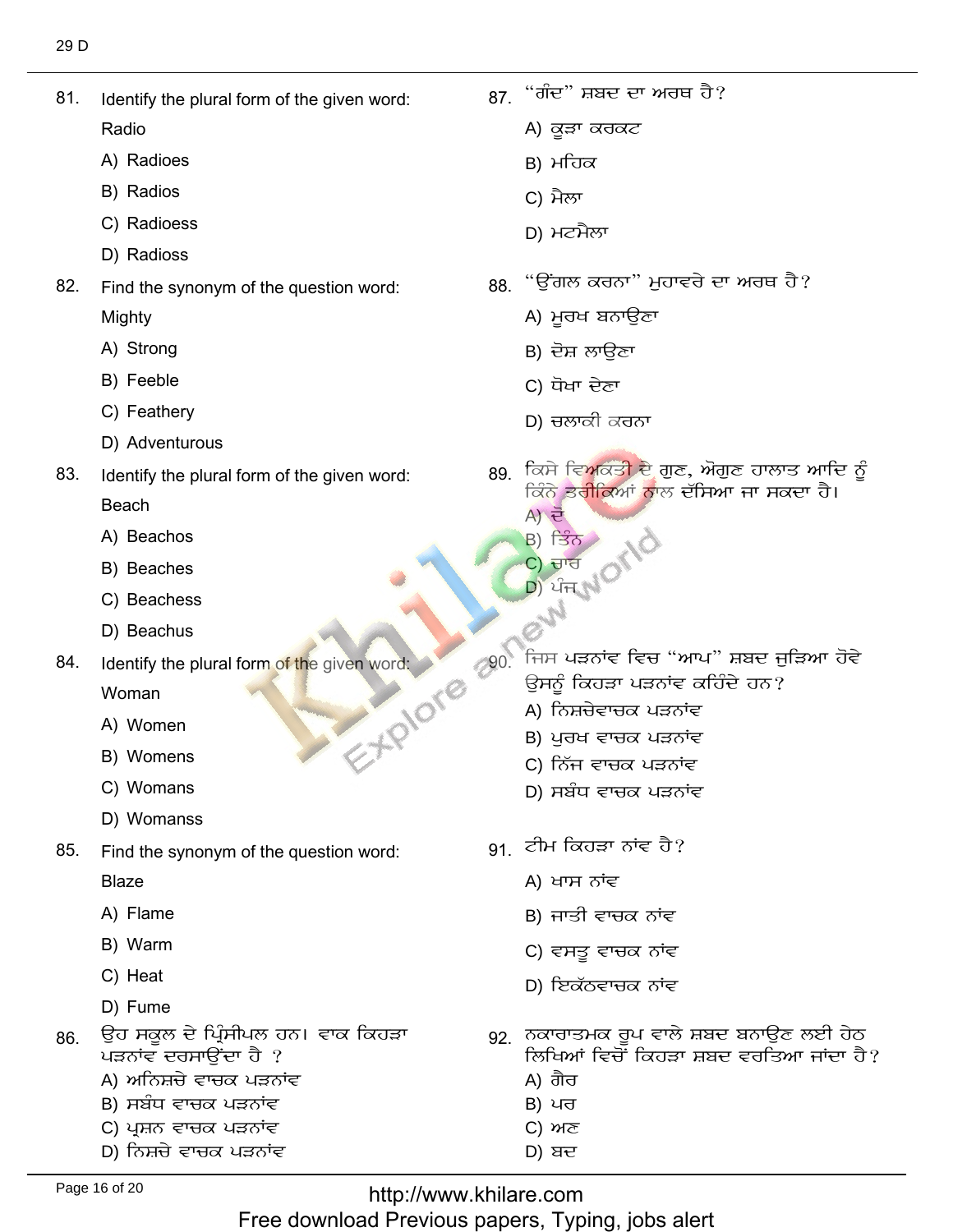81. Identify the plural form of the given word:
Radio
A) Radioes
B) Radios
C) Radioess
D) Radioss

82. Find the synonym of the question word:
Mighty
A) Strong
B) Feeble
C) Feathery
D) Adventurous

83. Identify the plural form of the given word:
Beach
A) Beachos
B) Beaches
C) Beachess
D) Beachus

84. Identify the plural form of the given word:
Woman
A) Women
B) Womens
C) Womans
D) Womanss

85. Find the synonym of the question word:
Blaze
A) Flame
B) Warm
C) Heat
D) Fume

86. ਉਹ ਸਕੂਲ ਦੇ ਪ੍ਰਿੰਸੀਪਲ ਹਨ। ਵਾਕ ਕਿਹੜਾ ਪੜਨਾਂਵ ਦਰਸਾਉਂਦਾ ਹੈ ?
A) ਅਨਿਸ਼ਚੇ ਵਾਚਕ ਪੜਨਾਂਵ
B) ਸਬੰਧ ਵਾਚਕ ਪੜਨਾਂਵ
C) ਪ੍ਰਸ਼ਨ ਵਾਚਕ ਪੜਨਾਂਵ
D) ਨਿਸ਼ਚੇ ਵਾਚਕ ਪੜਨਾਂਵ

87. "ਗੰਦ" ਸ਼ਬਦ ਦਾ ਅਰਥ ਹੈ?
A) ਕੂੜਾ ਕਰਕਟ
B) ਮਹਿਕ
C) ਮੈਲਾ
D) ਮਟਮੈਲਾ

88. "ਉਂਗਲ ਕਰਨਾ" ਮੁਹਾਵਰੇ ਦਾ ਅਰਥ ਹੈ?
A) ਮੂਰਖ ਬਨਾਉਣਾ
B) ਦੋਸ਼ ਲਾਉਣਾ
C) ਧੋਖਾ ਦੇਣਾ
D) ਚਲਾਕੀ ਕਰਨਾ

89. ਕਿਸੇ ਵਿਅਕਤੀ ਦੇ ਗੁਣ, ਔਗੁਣ ਹਾਲਾਤ ਆਦਿ ਨੂੰ ਕਿੰਨੇ ਤਰੀਕਿਆਂ ਨਾਲ ਦੱਸਿਆ ਜਾ ਸਕਦਾ ਹੈ।
A) ਦੋ
B) ਤਿੰਨ
C) ਚਾਰ
D) ਪੰਜ

90. ਜਿਸ ਪੜਨਾਂਵ ਵਿਚ "ਆਪ" ਸ਼ਬਦ ਜੁੜਿਆ ਹੋਵੇ ਉਸਨੂੰ ਕਿਹੜਾ ਪੜਨਾਂਵ ਕਹਿੰਦੇ ਹਨ?
A) ਨਿਸ਼ਚੇਵਾਚਕ ਪੜਨਾਂਵ
B) ਪੁਰਖ ਵਾਚਕ ਪੜਨਾਂਵ
C) ਨਿੱਜ ਵਾਚਕ ਪੜਨਾਂਵ
D) ਸਬੰਧ ਵਾਚਕ ਪੜਨਾਂਵ

91. ਟੀਮ ਕਿਹੜਾ ਨਾਂਵ ਹੈ?
A) ਖਾਸ ਨਾਂਵ
B) ਜਾਤੀ ਵਾਚਕ ਨਾਂਵ
C) ਵਸਤੂ ਵਾਚਕ ਨਾਂਵ
D) ਇਕੱਠਵਾਚਕ ਨਾਂਵ

92. ਨਕਾਰਾਤਮਕ ਰੂਪ ਵਾਲੇ ਸ਼ਬਦ ਬਨਾਉਣ ਲਈ ਹੇਠ ਲਿਖਿਆਂ ਵਿਚੋਂ ਕਿਹੜਾ ਸ਼ਬਦ ਵਰਤਿਆ ਜਾਂਦਾ ਹੈ?
A) ਗੈਰ
B) ਪਰ
C) ਅਣ
D) ਬਦ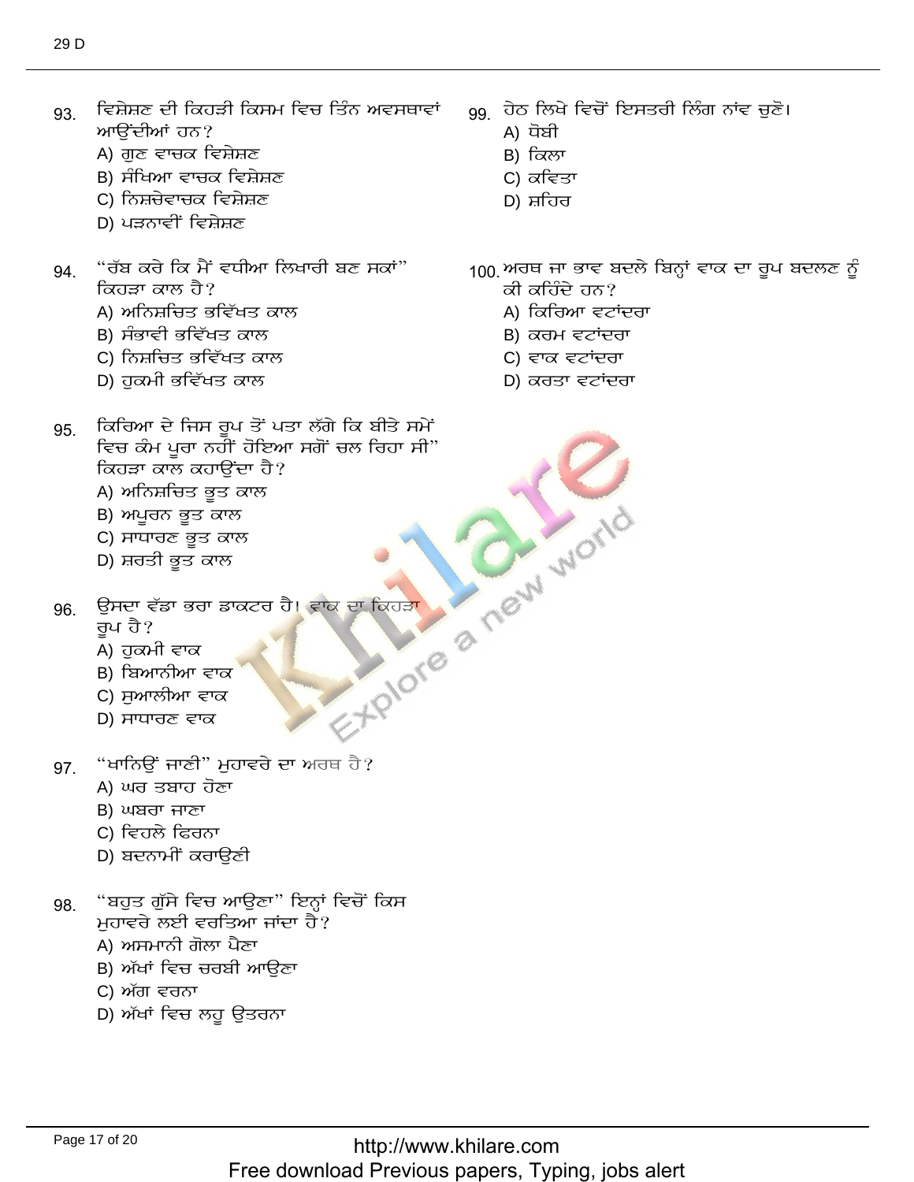93. ਵਿਸ਼ੇਸ਼ਣ ਦੀ ਕਿਹੜੀ ਕਿਸਮ ਵਿਚ ਤਿੰਨ ਅਵਸਥਾਵਾਂ ਆਉਂਦੀਆਂ ਹਨ?
   A) ਗੁਣ ਵਾਚਕ ਵਿਸ਼ੇਸ਼ਣ
   B) ਸੰਖਿਆ ਵਾਚਕ ਵਿਸ਼ੇਸ਼ਣ
   C) ਨਿਸ਼ਚੇਵਾਚਕ ਵਿਸ਼ੇਸ਼ਣ
   D) ਪੜਨਾਵੀਂ ਵਿਸ਼ੇਸ਼ਣ

94. "ਰੱਬ ਕਰੇ ਕਿ ਮੈਂ ਵਧੀਆ ਲਿਖਾਰੀ ਬਣ ਸਕਾਂ" ਕਿਹੜਾ ਕਾਲ ਹੈ?
   A) ਅਨਿਸ਼ਚਿਤ ਭਵਿੱਖਤ ਕਾਲ
   B) ਸੰਭਾਵੀ ਭਵਿੱਖਤ ਕਾਲ
   C) ਨਿਸ਼ਚਿਤ ਭਵਿੱਖਤ ਕਾਲ
   D) ਹੁਕਮੀ ਭਵਿੱਖਤ ਕਾਲ

95. ਕਿਰਿਆ ਦੇ ਜਿਸ ਰੂਪ ਤੋਂ ਪਤਾ ਲੱਗੇ ਕਿ ਬੀਤੇ ਸਮੇਂ ਵਿਚ ਕੰਮ ਪੂਰਾ ਨਹੀਂ ਹੋਇਆ ਸਗੋਂ ਚਲ ਰਿਹਾ ਸੀ" ਕਿਹੜਾ ਕਾਲ ਕਹਾਉਂਦਾ ਹੈ?
   A) ਅਨਿਸ਼ਚਿਤ ਭੂਤ ਕਾਲ
   B) ਅਪੂਰਨ ਭੂਤ ਕਾਲ
   C) ਸਾਧਾਰਣ ਭੂਤ ਕਾਲ
   D) ਸ਼ਰਤੀ ਭੂਤ ਕਾਲ

96. ਉਸਦਾ ਵੱਡਾ ਭਰਾ ਡਾਕਟਰ ਹੈ। ਵਾਕ ਦਾ ਕਿਹੜਾ ਰੂਪ ਹੈ?
   A) ਹੁਕਮੀ ਵਾਕ
   B) ਬਿਆਨੀਆ ਵਾਕ
   C) ਸੁਆਲੀਆ ਵਾਕ
   D) ਸਾਧਾਰਣ ਵਾਕ

97. "ਖਾਨਿਉਂ ਜਾਣੀ" ਮੁਹਾਵਰੇ ਦਾ ਅਰਥ ਹੈ?
   A) ਘਰ ਤਬਾਹ ਹੋਣਾ
   B) ਘਬਰਾ ਜਾਣਾ
   C) ਵਿਹਲੇ ਫਿਰਨਾ
   D) ਬਦਨਾਮੀਂ ਕਰਾਉਣੀ

98. "ਬਹੁਤ ਗੁੱਸੇ ਵਿਚ ਆਉਣਾ" ਇਨ੍ਹਾਂ ਵਿਚੋਂ ਕਿਸ ਮੁਹਾਵਰੇ ਲਈ ਵਰਤਿਆ ਜਾਂਦਾ ਹੈ?
   A) ਅਸਮਾਨੀ ਗੋਲਾ ਪੈਣਾ
   B) ਅੱਖਾਂ ਵਿਚ ਚਰਬੀ ਆਉਣਾ
   C) ਅੱਗ ਵਰਨਾ
   D) ਅੱਖਾਂ ਵਿਚ ਲਹੂ ਉਤਰਨਾ

99. ਹੇਠ ਲਿਖੇ ਵਿਚੋਂ ਇਸਤਰੀ ਲਿੰਗ ਨਾਂਵ ਚੁਣੋ।
   A) ਧੋਬੀ
   B) ਕਿਲਾ
   C) ਕਵਿਤਾ
   D) ਸ਼ਹਿਰ

100. ਅਰਥ ਜਾ ਭਾਵ ਬਦਲੇ ਬਿਨ੍ਹਾਂ ਵਾਕ ਦਾ ਰੂਪ ਬਦਲਣ ਨੂੰ ਕੀ ਕਹਿੰਦੇ ਹਨ?
   A) ਕਿਰਿਆ ਵਟਾਂਦਰਾ
   B) ਕਰਮ ਵਟਾਂਦਰਾ
   C) ਵਾਕ ਵਟਾਂਦਰਾ
   D) ਕਰਤਾ ਵਟਾਂਦਰਾ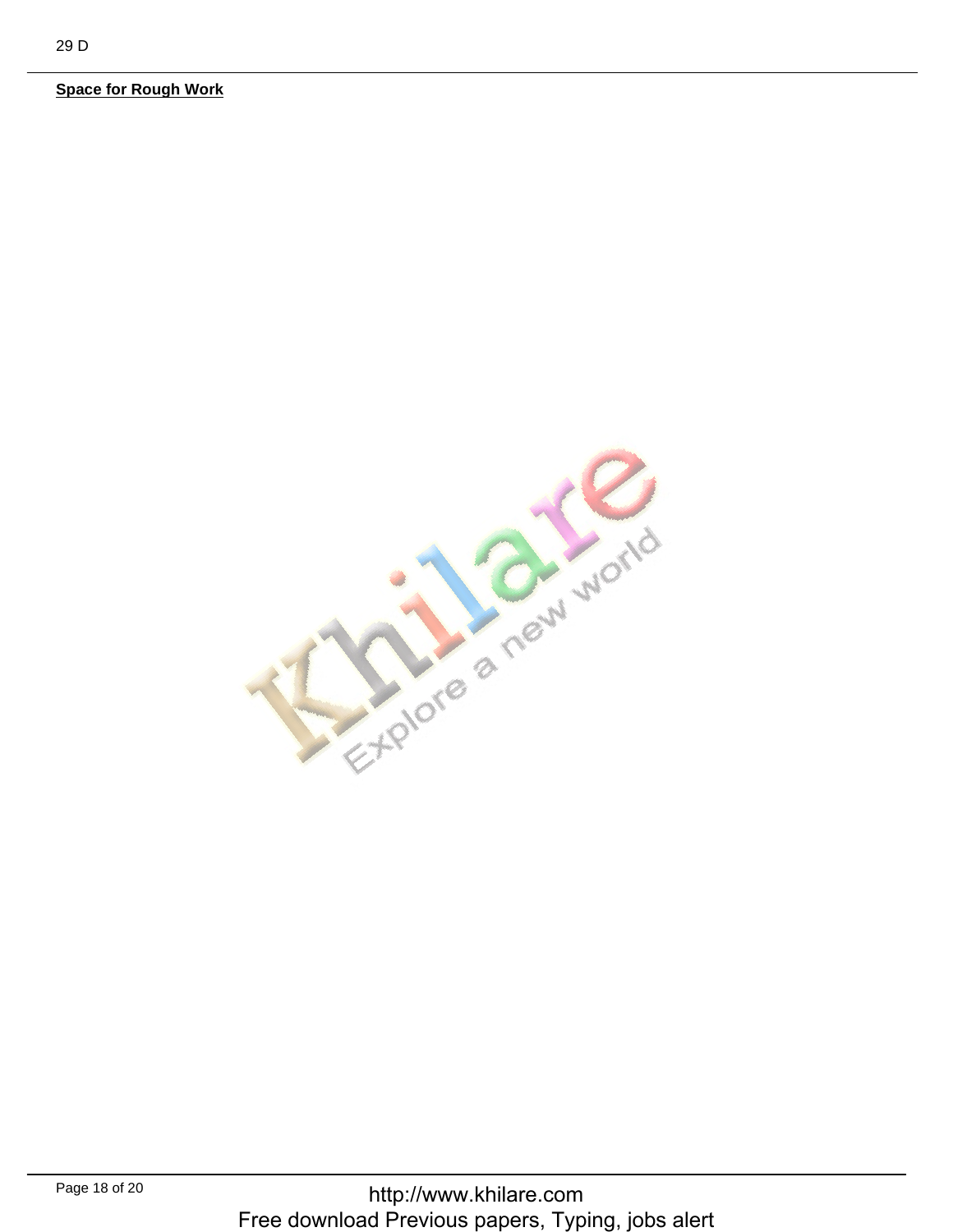**Space for Rough Work**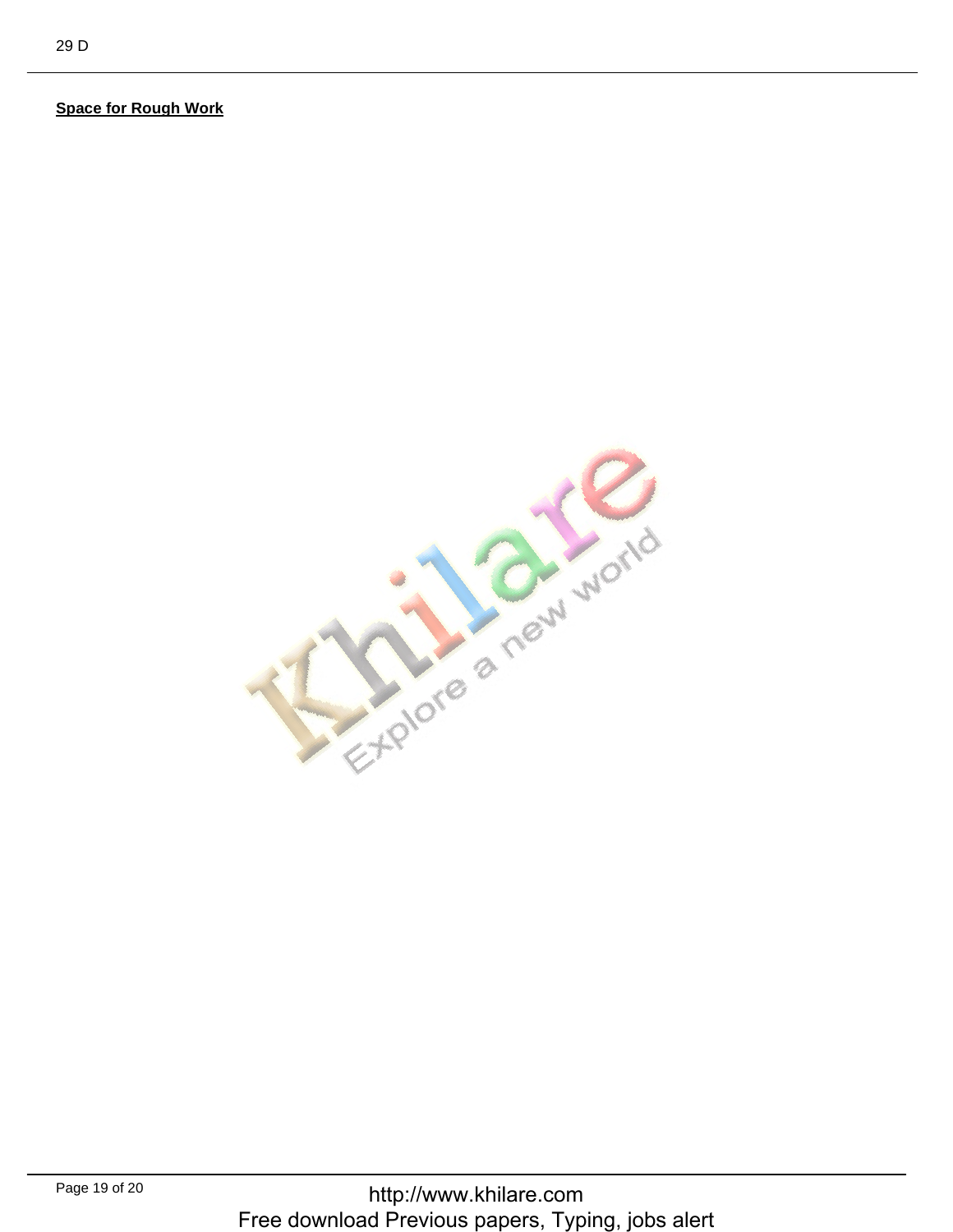**Space for Rough Work**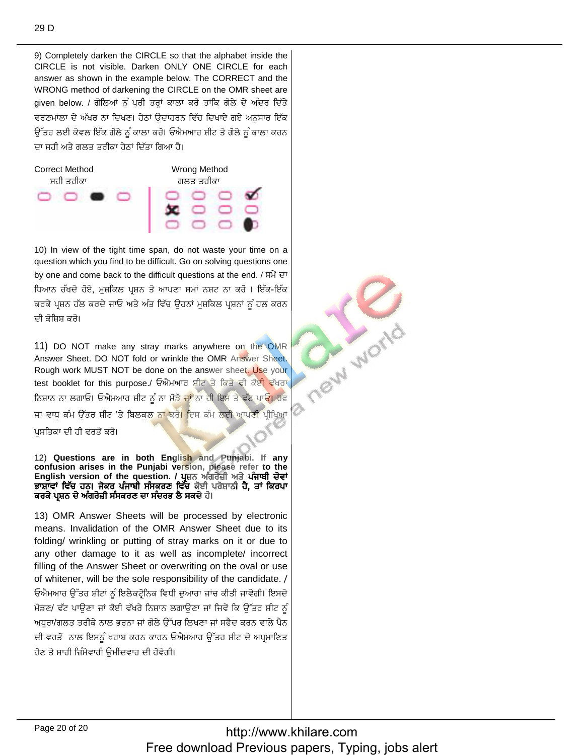9) Completely darken the CIRCLE so that the alphabet inside the CIRCLE is not visible. Darken ONLY ONE CIRCLE for each answer as shown in the example below. The CORRECT and the WRONG method of darkening the CIRCLE on the OMR sheet are given below. / ਗੋਲਿਆਂ ਨੂੰ ਪੂਰੀ ਤਰ੍ਹਾਂ ਕਾਲਾ ਕਰੋ ਤਾਂਕਿ ਗੋਲੇ ਦੇ ਅੰਦਰ ਦਿੱਤੇ ਵਰਣਮਾਲਾ ਦੇ ਅੱਖਰ ਨਾ ਦਿਖਣ। ਹੇਠਾਂ ਉਦਾਹਰਨ ਵਿੱਚ ਦਿਖਾਏ ਗਏ ਅਨੁਸਾਰ ਇੱਕ ਉੱਤਰ ਲਈ ਕੇਵਲ ਇੱਕ ਗੋਲੇ ਨੂੰ ਕਾਲਾ ਕਰੋ। ਓਐਮਆਰ ਸ਼ੀਟ ਤੇ ਗੋਲੇ ਨੂੰ ਕਾਲਾ ਕਰਨ ਦਾ ਸਹੀ ਅਤੇ ਗਲਤ ਤਰੀਕਾ ਹੇਠਾਂ ਦਿੱਤਾ ਗਿਆ ਹੈ।

Correct Method
ਸਹੀ ਤਰੀਕਾ

Wrong Method
ਗਲਤ ਤਰੀਕਾ

10) In view of the tight time span, do not waste your time on a question which you find to be difficult. Go on solving questions one by one and come back to the difficult questions at the end. / ਸਮੇਂ ਦਾ ਧਿਆਨ ਰੱਖਦੇ ਹੋਏ, ਮੁਸ਼ਕਿਲ ਪ੍ਰਸ਼ਨ ਤੇ ਆਪਣਾ ਸਮਾਂ ਨਸ਼ਟ ਨਾ ਕਰੋ । ਇੱਕ-ਇੱਕ ਕਰਕੇ ਪ੍ਰਸ਼ਨ ਹੱਲ ਕਰਦੇ ਜਾਓ ਅਤੇ ਅੰਤ ਵਿੱਚ ਉਹਨਾਂ ਮੁਸ਼ਕਿਲ ਪ੍ਰਸ਼ਨਾਂ ਨੂੰ ਹਲ ਕਰਨ ਦੀ ਕੋਸ਼ਿਸ਼ ਕਰੋ।

11) DO NOT make any stray marks anywhere on the OMR Answer Sheet. DO NOT fold or wrinkle the OMR Answer Sheet. Rough work MUST NOT be done on the answer sheet. Use your test booklet for this purpose./ ਓਐਮਆਰ ਸ਼ੀਟ ਤੇ ਕਿਤੇ ਵੀ ਕੋਈ ਵੱਖਰਾ ਨਿਸ਼ਾਨ ਨਾ ਲਗਾਓ। ਓਐਮਆਰ ਸ਼ੀਟ ਨੂੰ ਨਾ ਮੋੜੋ ਜਾਂ ਨਾ ਹੀ ਇਸ ਤੇ ਵੱਟ ਪਾਓ। ਰਫ ਜਾਂ ਵਾਧੂ ਕੰਮ ਉੱਤਰ ਸ਼ੀਟ 'ਤੇ ਬਿਲਕੁਲ ਨਾ ਕਰੋ। ਇਸ ਕੰਮ ਲਈ ਆਪਣੀ ਪ੍ਰੀਖਿਆ ਪੁਸਤਿਕਾ ਦੀ ਹੀ ਵਰਤੋਂ ਕਰੋ।

12) **Questions are in both English and Punjabi. If any confusion arises in the Punjabi version, please refer to the English version of the question. / ਪ੍ਰਸ਼ਨ ਅੰਗਰੇਜ਼ੀ ਅਤੇ ਪੰਜਾਬੀ ਦੋਵਾਂ ਭਾਸ਼ਾਵਾਂ ਵਿੱਚ ਹਨ। ਜੇਕਰ ਪੰਜਾਬੀ ਸੰਸਕਰਣ ਵਿੱਚ ਕੋਈ ਪਰੇਸ਼ਾਨੀ ਹੈ, ਤਾਂ ਕਿਰਪਾ ਕਰਕੇ ਪ੍ਰਸ਼ਨ ਦੇ ਅੰਗਰੇਜ਼ੀ ਸੰਸਕਰਣ ਦਾ ਸੰਦਰਭ ਲੈ ਸਕਦੇ ਹੋ।**

13) OMR Answer Sheets will be processed by electronic means. Invalidation of the OMR Answer Sheet due to its folding/ wrinkling or putting of stray marks on it or due to any other damage to it as well as incomplete/ incorrect filling of the Answer Sheet or overwriting on the oval or use of whitener, will be the sole responsibility of the candidate. / ਓਐਮਆਰ ਉੱਤਰ ਸ਼ੀਟਾਂ ਨੂੰ ਇਲੈਕਟ੍ਰੋਨਿਕ ਵਿਧੀ ਦੁਆਰਾ ਜਾਂਚ ਕੀਤੀ ਜਾਵੇਗੀ। ਇਸਦੇ ਮੋੜਣ/ ਵੱਟ ਪਾਉਣਾ ਜਾਂ ਕੋਈ ਵੱਖਰੇ ਨਿਸ਼ਾਨ ਲਗਾਉਣਾ ਜਾਂ ਜਿਵੇਂ ਕਿ ਉੱਤਰ ਸ਼ੀਟ ਨੂੰ ਅਧੂਰਾ/ਗਲਤ ਤਰੀਕੇ ਨਾਲ ਭਰਨਾ ਜਾਂ ਗੋਲੇ ਉੱਪਰ ਲਿਖਣਾ ਜਾਂ ਸਫੈਦ ਕਰਨ ਵਾਲੇ ਪੈਨ ਦੀ ਵਰਤੋਂ ਨਾਲ ਇਸਨੂੰ ਖਰਾਬ ਕਰਨ ਕਾਰਨ ਓਐਮਆਰ ਉੱਤਰ ਸ਼ੀਟ ਦੇ ਅਪ੍ਰਮਾਣਿਤ ਹੋਣ ਤੇ ਸਾਰੀ ਜ਼ਿੰਮੇਵਾਰੀ ਉਮੀਦਵਾਰ ਦੀ ਹੋਵੇਗੀ।